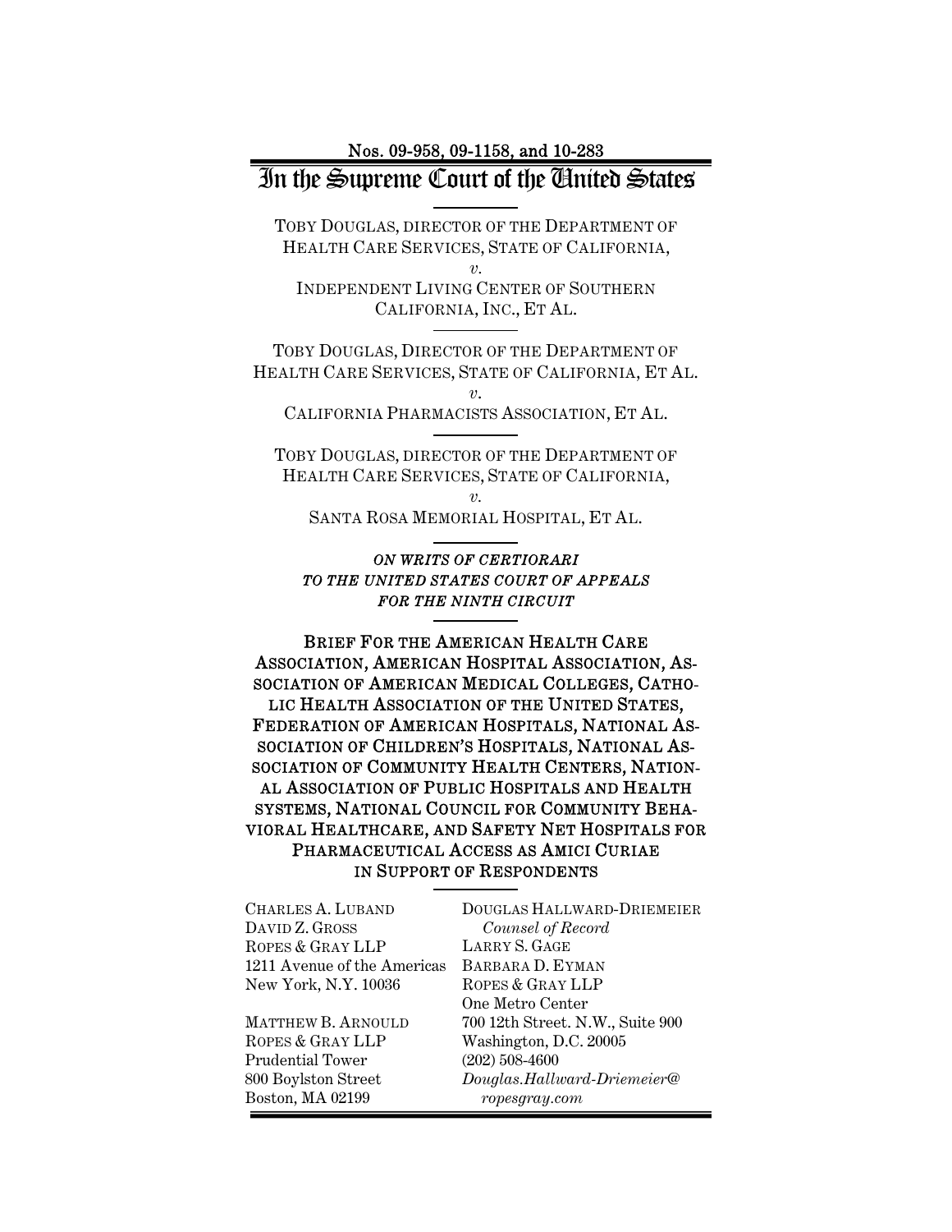Nos. 09-958, 09-1158, and 10-283

# In the Supreme Court of the United States

TOBY DOUGLAS, DIRECTOR OF THE DEPARTMENT OF HEALTH CARE SERVICES, STATE OF CALIFORNIA,

*v.*

INDEPENDENT LIVING CENTER OF SOUTHERN CALIFORNIA, INC., ET AL.

---

TOBY DOUGLAS, DIRECTOR OF THE DEPARTMENT OF HEALTH CARE SERVICES, STATE OF CALIFORNIA, ET AL.

*v.*

CALIFORNIA PHARMACISTS ASSOCIATION, ET AL.

---

TOBY DOUGLAS, DIRECTOR OF THE DEPARTMENT OF HEALTH CARE SERVICES, STATE OF CALIFORNIA,

*v.*

SANTA ROSA MEMORIAL HOSPITAL, ET AL.

---

***ON WRITS OF CERTIORARI TO THE UNITED STATES COURT OF APPEALS FOR THE NINTH CIRCUIT***

---

**BRIEF FOR THE AMERICAN HEALTH CARE ASSOCIATION, AMERICAN HOSPITAL ASSOCIATION, ASSOCIATION OF AMERICAN MEDICAL COLLEGES, CATHOLIC HEALTH ASSOCIATION OF THE UNITED STATES, FEDERATION OF AMERICAN HOSPITALS, NATIONAL ASSOCIATION OF CHILDREN'S HOSPITALS, NATIONAL ASSOCIATION OF COMMUNITY HEALTH CENTERS, NATIONAL ASSOCIATION OF PUBLIC HOSPITALS AND HEALTH SYSTEMS, NATIONAL COUNCIL FOR COMMUNITY BEHAVIORAL HEALTHCARE, AND SAFETY NET HOSPITALS FOR PHARMACEUTICAL ACCESS AS AMICI CURIAE IN SUPPORT OF RESPONDENTS**

---

CHARLES A. LUBAND
DAVID Z. GROSS
ROPES & GRAY LLP
1211 Avenue of the Americas
New York, N.Y. 10036

MATTHEW B. ARNOULD
ROPES & GRAY LLP
Prudential Tower
800 Boylston Street
Boston, MA 02199

DOUGLAS HALLWARD-DRIEMEIER
*Counsel of Record*
LARRY S. GAGE
BARBARA D. EYMAN
ROPES & GRAY LLP
One Metro Center
700 12th Street. N.W., Suite 900
Washington, D.C. 20005
(202) 508-4600
*Douglas.Hallward-Driemeier@ropesgray.com*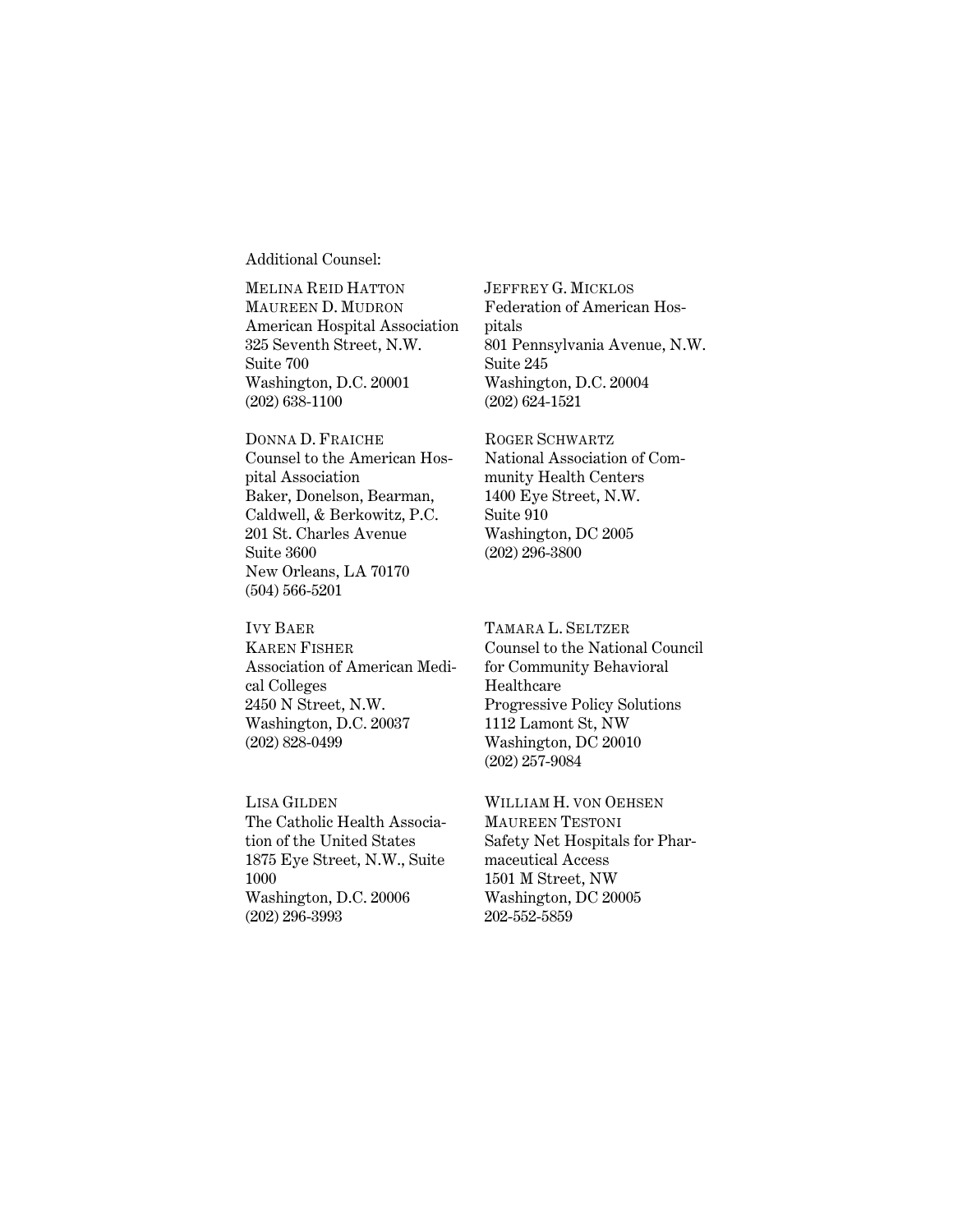Additional Counsel:

MELINA REID HATTON
MAUREEN D. MUDRON
American Hospital Association
325 Seventh Street, N.W.
Suite 700
Washington, D.C. 20001
(202) 638-1100

DONNA D. FRAICHE
Counsel to the American Hospital Association
Baker, Donelson, Bearman, Caldwell, & Berkowitz, P.C.
201 St. Charles Avenue
Suite 3600
New Orleans, LA 70170
(504) 566-5201

IVY BAER
KAREN FISHER
Association of American Medical Colleges
2450 N Street, N.W.
Washington, D.C. 20037
(202) 828-0499

LISA GILDEN
The Catholic Health Association of the United States
1875 Eye Street, N.W., Suite 1000
Washington, D.C. 20006
(202) 296-3993

JEFFREY G. MICKLOS
Federation of American Hospitals
801 Pennsylvania Avenue, N.W.
Suite 245
Washington, D.C. 20004
(202) 624-1521

ROGER SCHWARTZ
National Association of Community Health Centers
1400 Eye Street, N.W.
Suite 910
Washington, DC 2005
(202) 296-3800

TAMARA L. SELTZER
Counsel to the National Council for Community Behavioral Healthcare
Progressive Policy Solutions
1112 Lamont St, NW
Washington, DC 20010
(202) 257-9084

WILLIAM H. VON OEHSEN
MAUREEN TESTONI
Safety Net Hospitals for Pharmaceutical Access
1501 M Street, NW
Washington, DC 20005
202-552-5859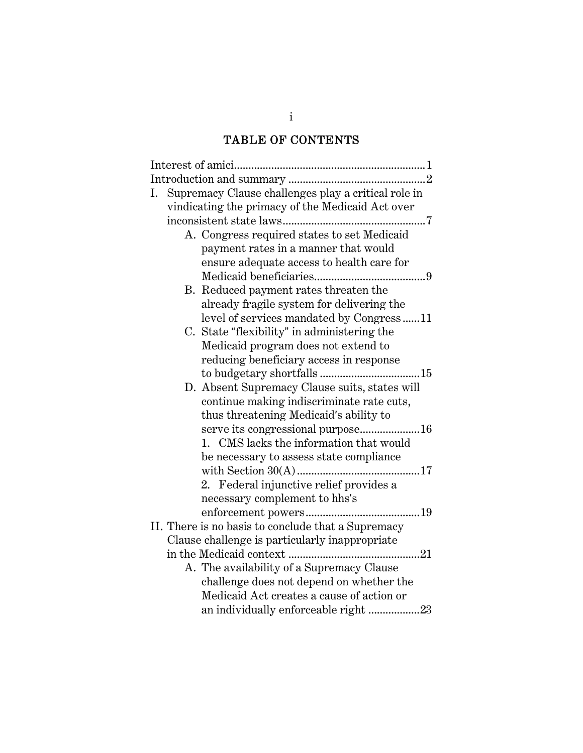# TABLE OF CONTENTS

Interest of amici .......... 1

Introduction and summary .......... 2

I. Supremacy Clause challenges play a critical role in vindicating the primacy of the Medicaid Act over inconsistent state laws .......... 7

   A. Congress required states to set Medicaid payment rates in a manner that would ensure adequate access to health care for Medicaid beneficiaries .......... 9

   B. Reduced payment rates threaten the already fragile system for delivering the level of services mandated by Congress .......... 11

   C. State "flexibility" in administering the Medicaid program does not extend to reducing beneficiary access in response to budgetary shortfalls .......... 15

   D. Absent Supremacy Clause suits, states will continue making indiscriminate rate cuts, thus threatening Medicaid's ability to serve its congressional purpose .......... 16

      1. CMS lacks the information that would be necessary to assess state compliance with Section 30(A) .......... 17

      2. Federal injunctive relief provides a necessary complement to hhs's enforcement powers .......... 19

II. There is no basis to conclude that a Supremacy Clause challenge is particularly inappropriate in the Medicaid context .......... 21

   A. The availability of a Supremacy Clause challenge does not depend on whether the Medicaid Act creates a cause of action or an individually enforceable right .......... 23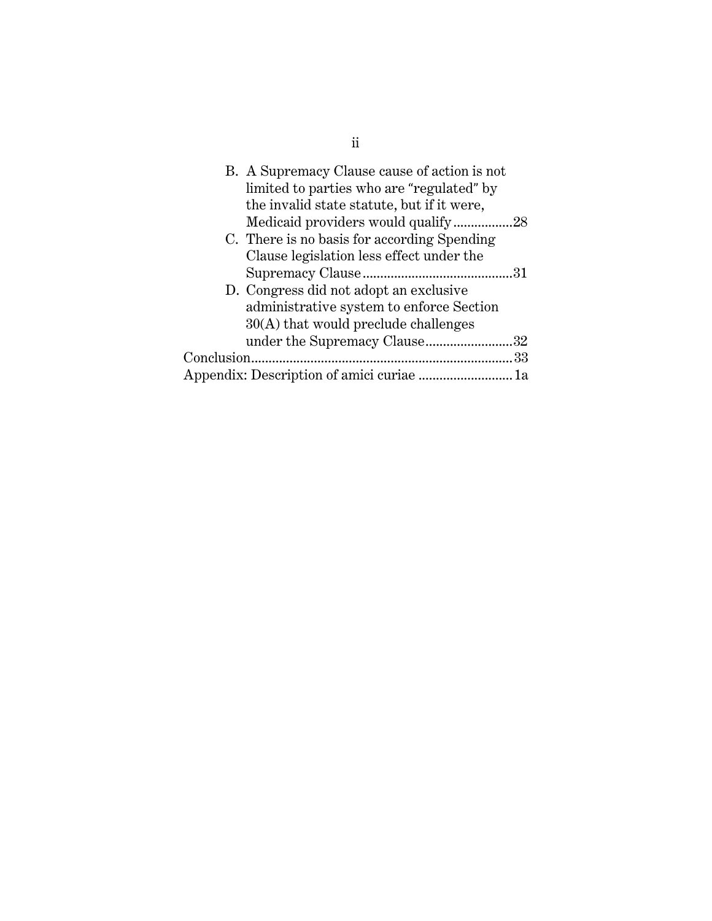B. A Supremacy Clause cause of action is not limited to parties who are "regulated" by the invalid state statute, but if it were, Medicaid providers would qualify ................28

C. There is no basis for according Spending Clause legislation less effect under the Supremacy Clause ..........................................31

D. Congress did not adopt an exclusive administrative system to enforce Section 30(A) that would preclude challenges under the Supremacy Clause.........................32

Conclusion..........................................................................33

Appendix: Description of amici curiae ..........................1a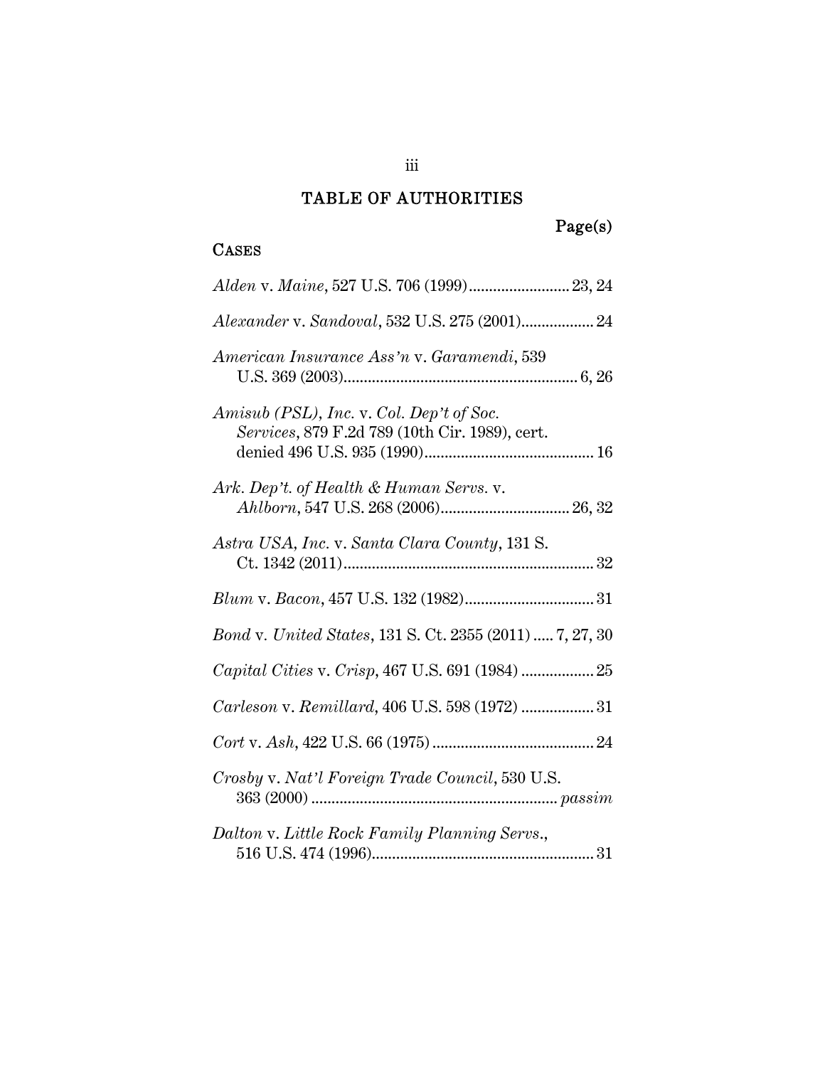# TABLE OF AUTHORITIES

Page(s)

## CASES

*Alden* v. *Maine*, 527 U.S. 706 (1999)......................... 23, 24

*Alexander* v. *Sandoval*, 532 U.S. 275 (2001).................. 24

*American Insurance Ass'n* v. *Garamendi*, 539 U.S. 369 (2003).......................................................... 6, 26

*Amisub (PSL), Inc.* v. *Col. Dep't of Soc. Services*, 879 F.2d 789 (10th Cir. 1989), cert. denied 496 U.S. 935 (1990).......................................... 16

*Ark. Dep't. of Health & Human Servs.* v. *Ahlborn*, 547 U.S. 268 (2006)................................ 26, 32

*Astra USA, Inc.* v. *Santa Clara County*, 131 S. Ct. 1342 (2011)............................................................... 32

*Blum* v. *Bacon*, 457 U.S. 132 (1982)................................ 31

*Bond* v. *United States*, 131 S. Ct. 2355 (2011) ..... 7, 27, 30

*Capital Cities* v. *Crisp*, 467 U.S. 691 (1984) .................. 25

*Carleson* v. *Remillard*, 406 U.S. 598 (1972) .................. 31

*Cort* v. *Ash*, 422 U.S. 66 (1975) ......................................... 24

*Crosby* v. *Nat'l Foreign Trade Council*, 530 U.S. 363 (2000) ............................................................. *passim*

*Dalton* v. *Little Rock Family Planning Servs.*, 516 U.S. 474 (1996)....................................................... 31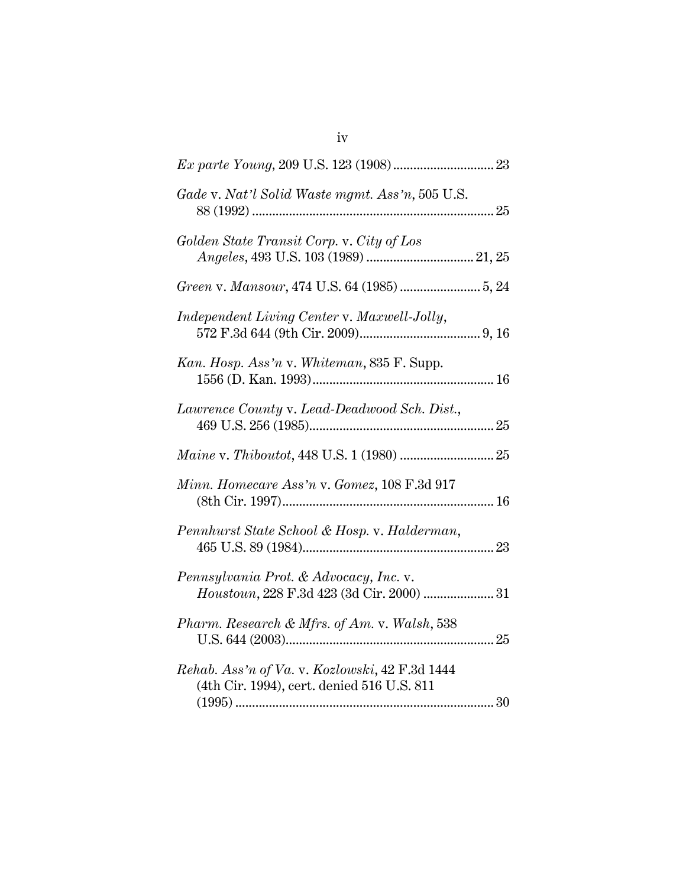*Ex parte Young*, 209 U.S. 123 (1908) .............................. 23

*Gade* v. *Nat'l Solid Waste mgmt. Ass'n*, 505 U.S. 88 (1992) ........................................................................ 25

*Golden State Transit Corp.* v. *City of Los Angeles*, 493 U.S. 103 (1989) ............................... 21, 25

*Green* v. *Mansour*, 474 U.S. 64 (1985) ........................ 5, 24

*Independent Living Center* v. *Maxwell-Jolly*, 572 F.3d 644 (9th Cir. 2009).................................... 9, 16

*Kan. Hosp. Ass'n* v. *Whiteman*, 835 F. Supp. 1556 (D. Kan. 1993)...................................................... 16

*Lawrence County* v. *Lead-Deadwood Sch. Dist.*, 469 U.S. 256 (1985)....................................................... 25

*Maine* v. *Thiboutot*, 448 U.S. 1 (1980) ............................ 25

*Minn. Homecare Ass'n* v. *Gomez*, 108 F.3d 917 (8th Cir. 1997)............................................................... 16

*Pennhurst State School & Hosp.* v. *Halderman*, 465 U.S. 89 (1984)......................................................... 23

*Pennsylvania Prot. & Advocacy, Inc.* v. *Houstoun*, 228 F.3d 423 (3d Cir. 2000) ..................... 31

*Pharm. Research & Mfrs. of Am.* v. *Walsh*, 538 U.S. 644 (2003)............................................................. 25

*Rehab. Ass'n of Va.* v. *Kozlowski*, 42 F.3d 1444 (4th Cir. 1994), cert. denied 516 U.S. 811 (1995) ............................................................................ 30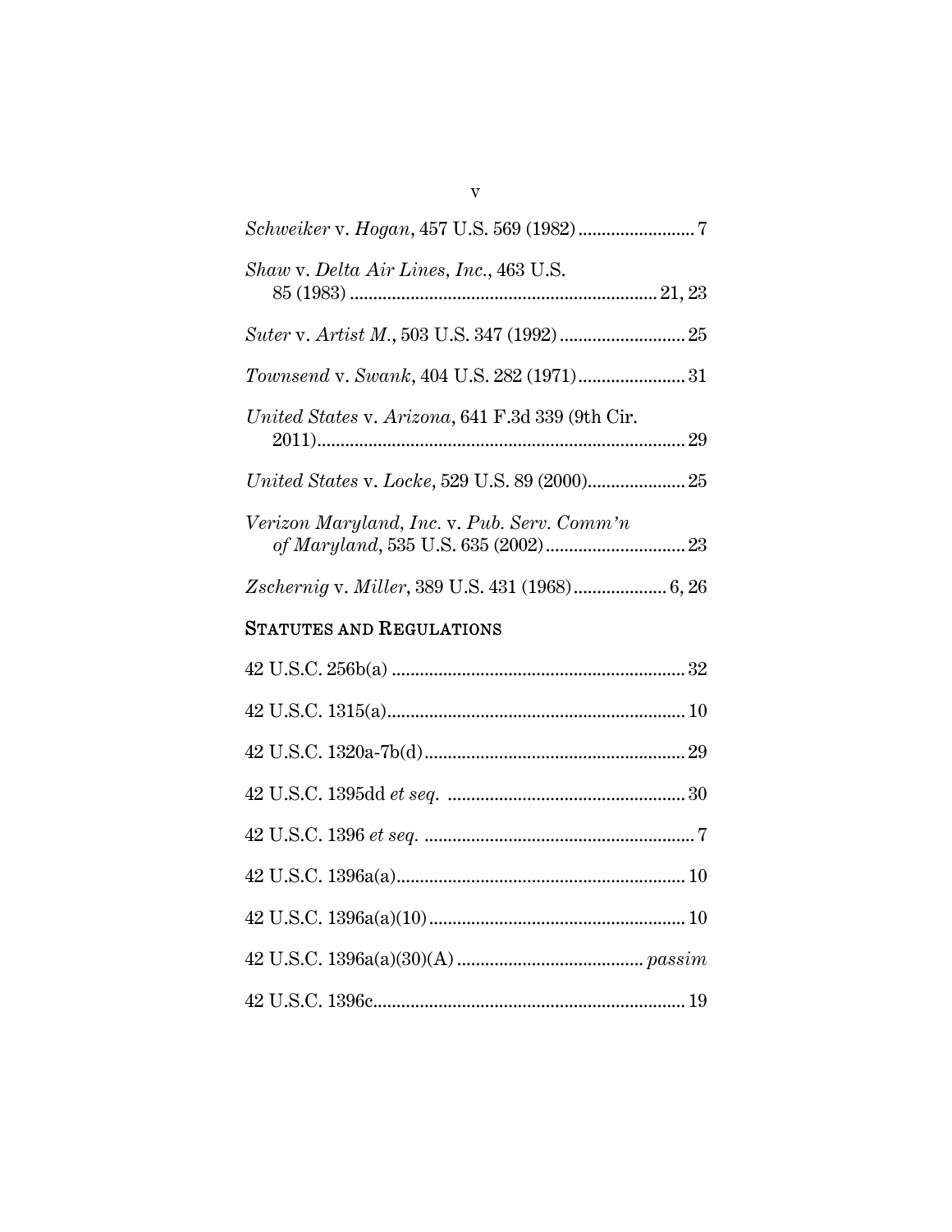*Schweiker* v. *Hogan*, 457 U.S. 569 (1982) ......................... 7

*Shaw* v. *Delta Air Lines, Inc.*, 463 U.S. 85 (1983) ................................................................. 21, 23

*Suter* v. *Artist M.*, 503 U.S. 347 (1992) ........................... 25

*Townsend* v. *Swank*, 404 U.S. 282 (1971)....................... 31

*United States* v. *Arizona*, 641 F.3d 339 (9th Cir. 2011)............................................................................... 29

*United States* v. *Locke*, 529 U.S. 89 (2000)..................... 25

*Verizon Maryland, Inc.* v. *Pub. Serv. Comm'n of Maryland*, 535 U.S. 635 (2002).............................. 23

*Zschernig* v. *Miller*, 389 U.S. 431 (1968).................... 6, 26

## STATUTES AND REGULATIONS

42 U.S.C. 256b(a) .............................................................. 32

42 U.S.C. 1315(a)............................................................... 10

42 U.S.C. 1320a-7b(d)....................................................... 29

42 U.S.C. 1395dd *et seq.* .................................................. 30

42 U.S.C. 1396 *et seq.* .......................................................... 7

42 U.S.C. 1396a(a)............................................................. 10

42 U.S.C. 1396a(a)(10)...................................................... 10

42 U.S.C. 1396a(a)(30)(A) ........................................ *passim*

42 U.S.C. 1396c.................................................................. 19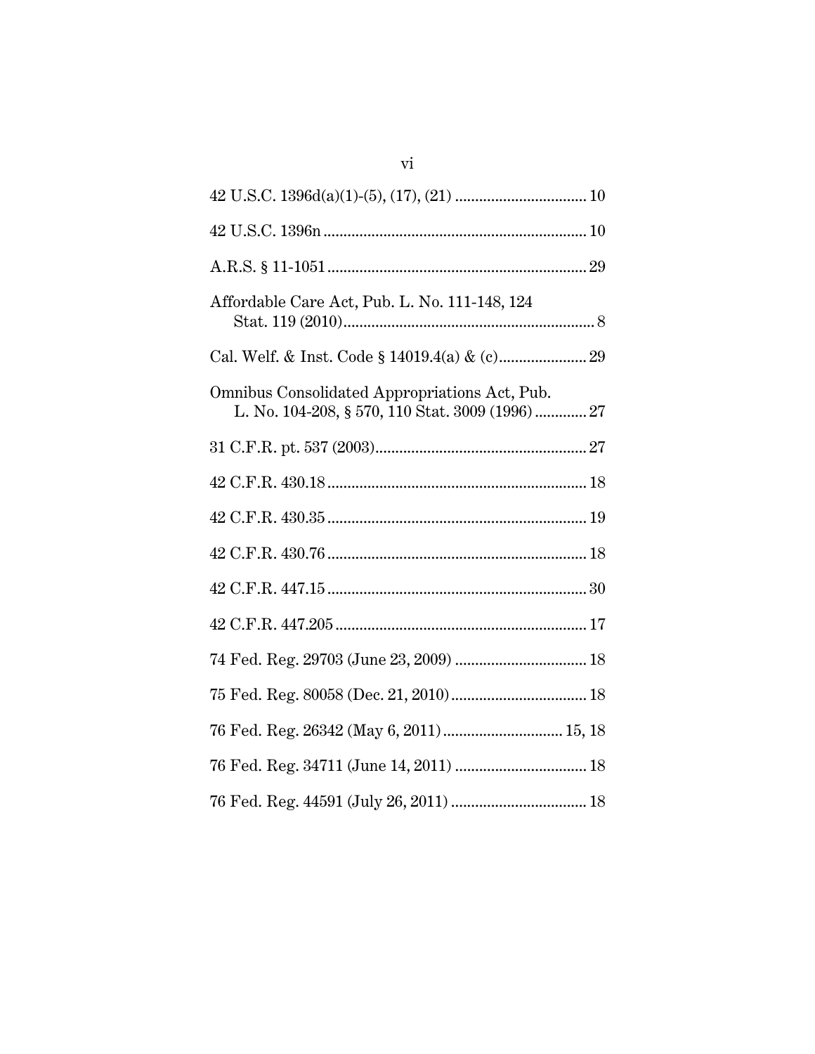42 U.S.C. 1396d(a)(1)-(5), (17), (21) ................................ 10

42 U.S.C. 1396n ................................................................. 10

A.R.S. § 11-1051 ................................................................ 29

Affordable Care Act, Pub. L. No. 111-148, 124 Stat. 119 (2010) .............................................................. 8

Cal. Welf. & Inst. Code § 14019.4(a) & (c) ...................... 29

Omnibus Consolidated Appropriations Act, Pub. L. No. 104-208, § 570, 110 Stat. 3009 (1996) ............ 27

31 C.F.R. pt. 537 (2003) .................................................... 27

42 C.F.R. 430.18 ................................................................ 18

42 C.F.R. 430.35 ................................................................ 19

42 C.F.R. 430.76 ................................................................ 18

42 C.F.R. 447.15 ................................................................ 30

42 C.F.R. 447.205 .............................................................. 17

74 Fed. Reg. 29703 (June 23, 2009) ................................ 18

75 Fed. Reg. 80058 (Dec. 21, 2010) .................................. 18

76 Fed. Reg. 26342 (May 6, 2011) ............................. 15, 18

76 Fed. Reg. 34711 (June 14, 2011) ................................ 18

76 Fed. Reg. 44591 (July 26, 2011) ................................. 18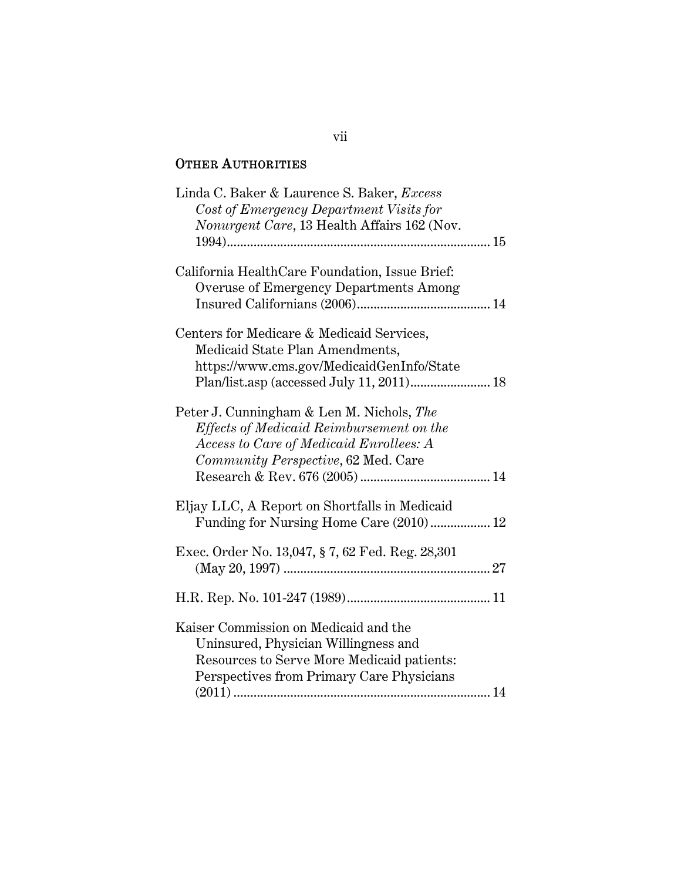## OTHER AUTHORITIES

Linda C. Baker & Laurence S. Baker, *Excess Cost of Emergency Department Visits for Nonurgent Care*, 13 Health Affairs 162 (Nov. 1994)............................................................................ 15

California HealthCare Foundation, Issue Brief: Overuse of Emergency Departments Among Insured Californians (2006)........................................ 14

Centers for Medicare & Medicaid Services, Medicaid State Plan Amendments, https://www.cms.gov/MedicaidGenInfo/State Plan/list.asp (accessed July 11, 2011)........................ 18

Peter J. Cunningham & Len M. Nichols, *The Effects of Medicaid Reimbursement on the Access to Care of Medicaid Enrollees: A Community Perspective*, 62 Med. Care Research & Rev. 676 (2005) ....................................... 14

Eljay LLC, A Report on Shortfalls in Medicaid Funding for Nursing Home Care (2010).................. 12

Exec. Order No. 13,047, § 7, 62 Fed. Reg. 28,301 (May 20, 1997) ............................................................. 27

H.R. Rep. No. 101-247 (1989)........................................... 11

Kaiser Commission on Medicaid and the Uninsured, Physician Willingness and Resources to Serve More Medicaid patients: Perspectives from Primary Care Physicians (2011) ............................................................................ 14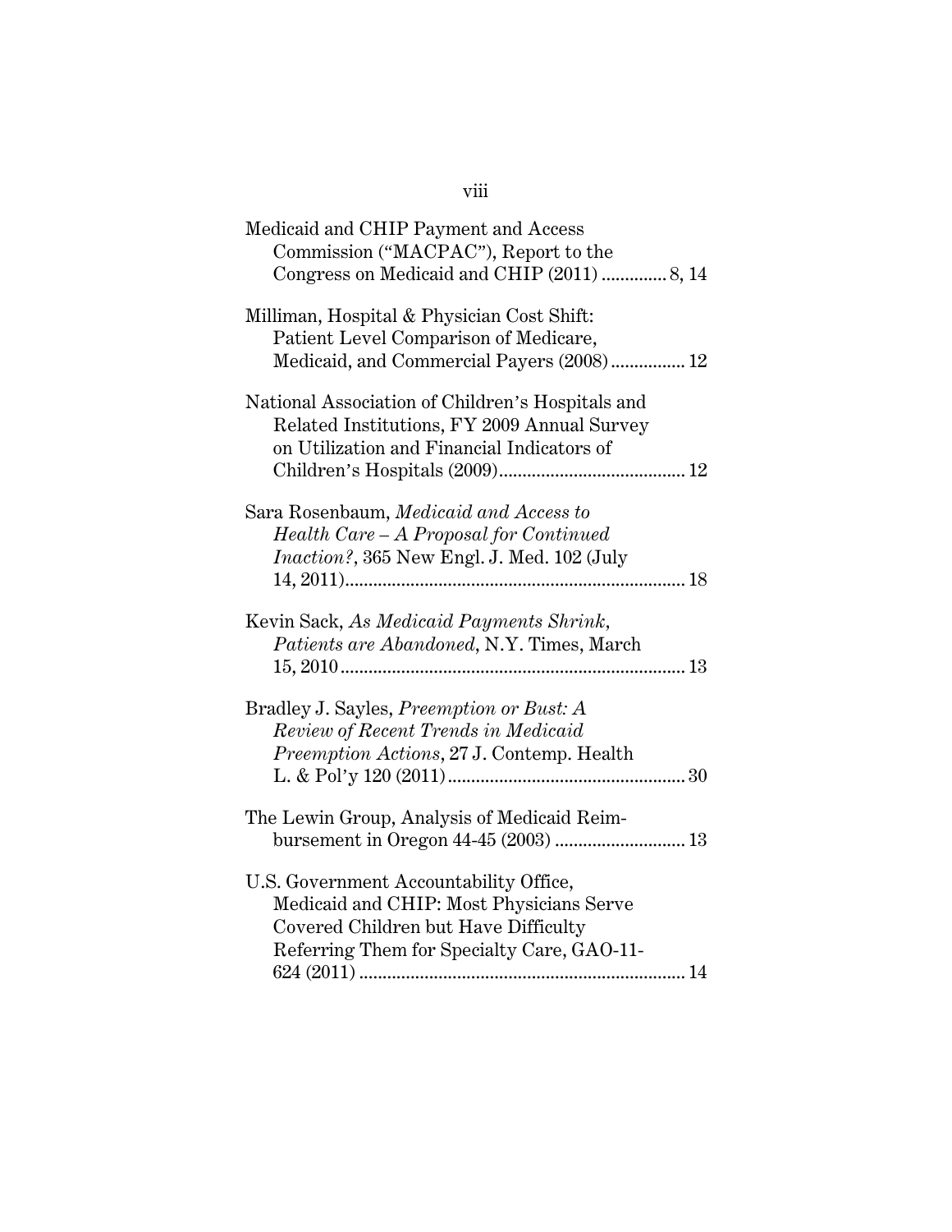Medicaid and CHIP Payment and Access Commission ("MACPAC"), Report to the Congress on Medicaid and CHIP (2011) ............. 8, 14

Milliman, Hospital & Physician Cost Shift: Patient Level Comparison of Medicare, Medicaid, and Commercial Payers (2008) ................ 12

National Association of Children's Hospitals and Related Institutions, FY 2009 Annual Survey on Utilization and Financial Indicators of Children's Hospitals (2009) ........................................ 12

Sara Rosenbaum, *Medicaid and Access to Health Care – A Proposal for Continued Inaction?*, 365 New Engl. J. Med. 102 (July 14, 2011) ........................................................................ 18

Kevin Sack, *As Medicaid Payments Shrink, Patients are Abandoned*, N.Y. Times, March 15, 2010 ......................................................................... 13

Bradley J. Sayles, *Preemption or Bust: A Review of Recent Trends in Medicaid Preemption Actions*, 27 J. Contemp. Health L. & Pol'y 120 (2011) .................................................. 30

The Lewin Group, Analysis of Medicaid Reimbursement in Oregon 44-45 (2003) ............................ 13

U.S. Government Accountability Office, Medicaid and CHIP: Most Physicians Serve Covered Children but Have Difficulty Referring Them for Specialty Care, GAO-11-624 (2011) ...................................................................... 14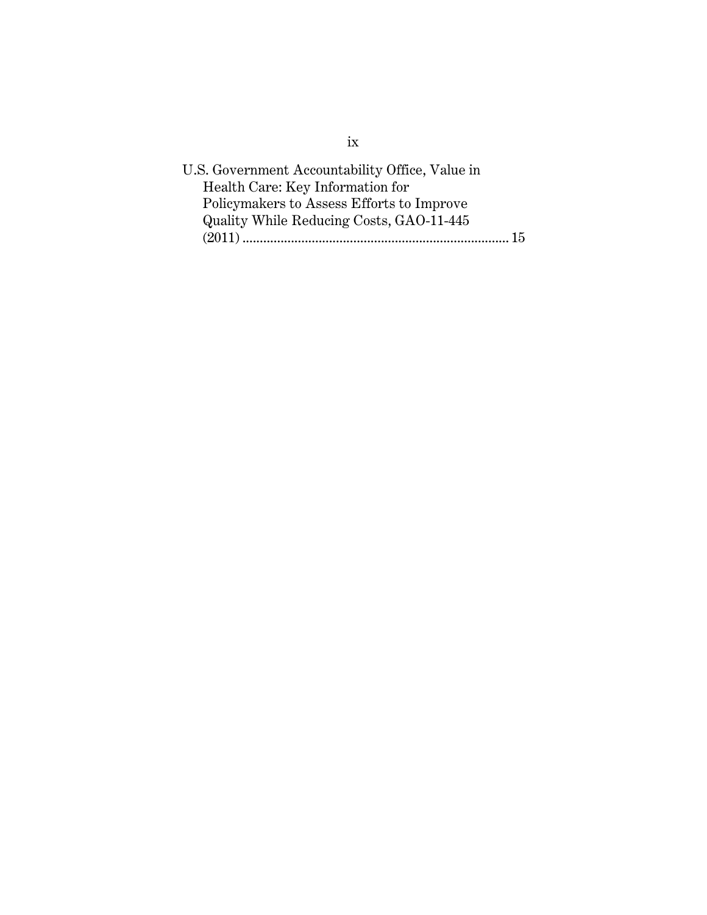U.S. Government Accountability Office, Value in Health Care: Key Information for Policymakers to Assess Efforts to Improve Quality While Reducing Costs, GAO-11-445 (2011) ............................................................................ 15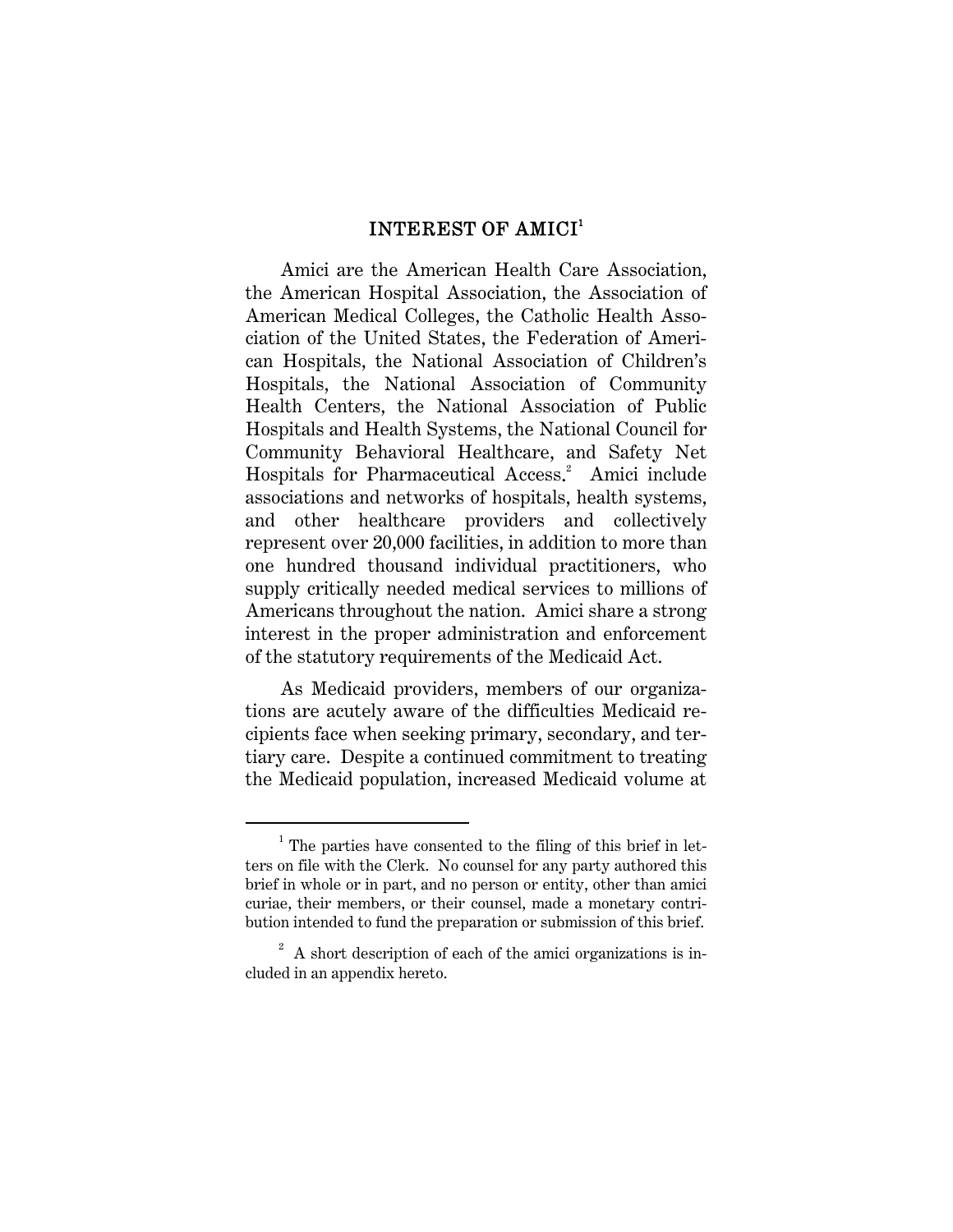## INTEREST OF AMICI[1]

Amici are the American Health Care Association, the American Hospital Association, the Association of American Medical Colleges, the Catholic Health Association of the United States, the Federation of American Hospitals, the National Association of Children's Hospitals, the National Association of Community Health Centers, the National Association of Public Hospitals and Health Systems, the National Council for Community Behavioral Healthcare, and Safety Net Hospitals for Pharmaceutical Access.[2] Amici include associations and networks of hospitals, health systems, and other healthcare providers and collectively represent over 20,000 facilities, in addition to more than one hundred thousand individual practitioners, who supply critically needed medical services to millions of Americans throughout the nation. Amici share a strong interest in the proper administration and enforcement of the statutory requirements of the Medicaid Act.

As Medicaid providers, members of our organizations are acutely aware of the difficulties Medicaid recipients face when seeking primary, secondary, and tertiary care. Despite a continued commitment to treating the Medicaid population, increased Medicaid volume at

---

[1] The parties have consented to the filing of this brief in letters on file with the Clerk. No counsel for any party authored this brief in whole or in part, and no person or entity, other than amici curiae, their members, or their counsel, made a monetary contribution intended to fund the preparation or submission of this brief.

[2] A short description of each of the amici organizations is included in an appendix hereto.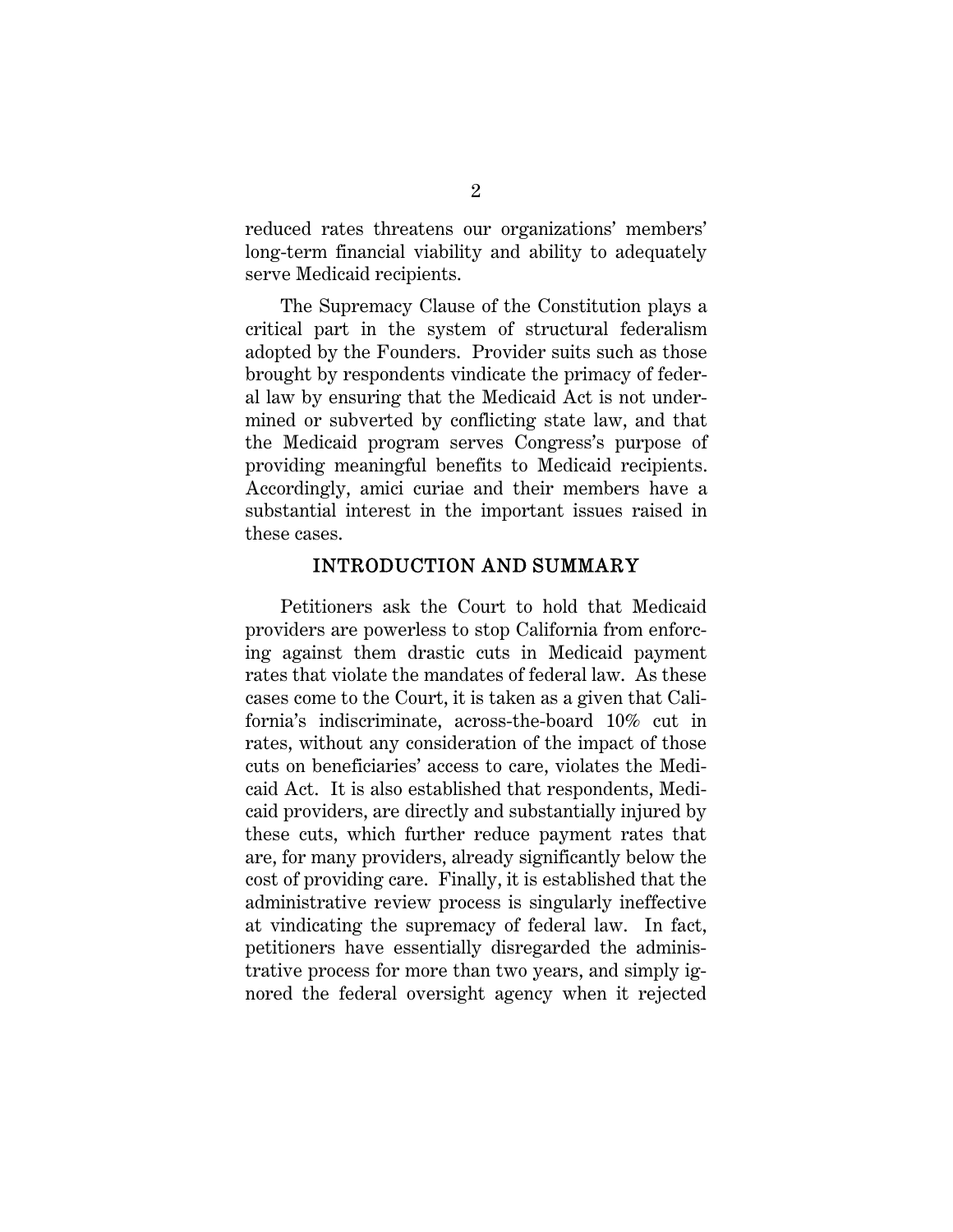reduced rates threatens our organizations' members' long-term financial viability and ability to adequately serve Medicaid recipients.

The Supremacy Clause of the Constitution plays a critical part in the system of structural federalism adopted by the Founders. Provider suits such as those brought by respondents vindicate the primacy of federal law by ensuring that the Medicaid Act is not undermined or subverted by conflicting state law, and that the Medicaid program serves Congress's purpose of providing meaningful benefits to Medicaid recipients. Accordingly, amici curiae and their members have a substantial interest in the important issues raised in these cases.

## INTRODUCTION AND SUMMARY

Petitioners ask the Court to hold that Medicaid providers are powerless to stop California from enforcing against them drastic cuts in Medicaid payment rates that violate the mandates of federal law. As these cases come to the Court, it is taken as a given that California's indiscriminate, across-the-board 10% cut in rates, without any consideration of the impact of those cuts on beneficiaries' access to care, violates the Medicaid Act. It is also established that respondents, Medicaid providers, are directly and substantially injured by these cuts, which further reduce payment rates that are, for many providers, already significantly below the cost of providing care. Finally, it is established that the administrative review process is singularly ineffective at vindicating the supremacy of federal law. In fact, petitioners have essentially disregarded the administrative process for more than two years, and simply ignored the federal oversight agency when it rejected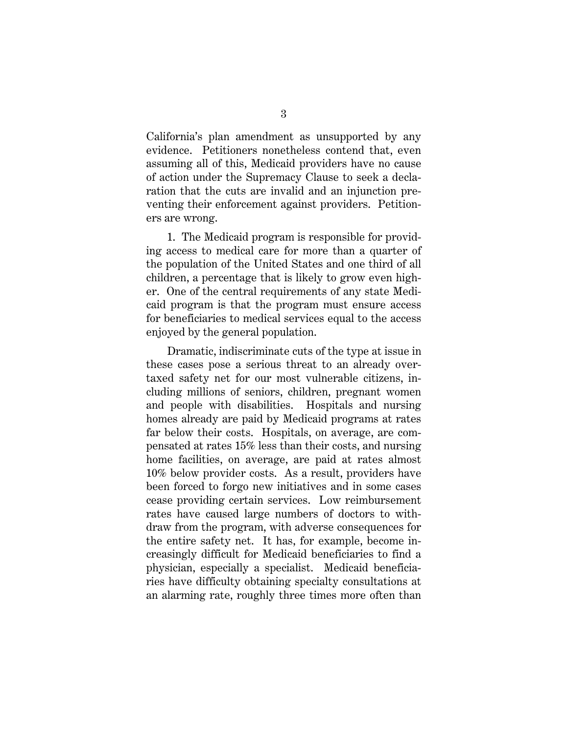California's plan amendment as unsupported by any evidence. Petitioners nonetheless contend that, even assuming all of this, Medicaid providers have no cause of action under the Supremacy Clause to seek a declaration that the cuts are invalid and an injunction preventing their enforcement against providers. Petitioners are wrong.

1. The Medicaid program is responsible for providing access to medical care for more than a quarter of the population of the United States and one third of all children, a percentage that is likely to grow even higher. One of the central requirements of any state Medicaid program is that the program must ensure access for beneficiaries to medical services equal to the access enjoyed by the general population.

Dramatic, indiscriminate cuts of the type at issue in these cases pose a serious threat to an already overtaxed safety net for our most vulnerable citizens, including millions of seniors, children, pregnant women and people with disabilities. Hospitals and nursing homes already are paid by Medicaid programs at rates far below their costs. Hospitals, on average, are compensated at rates 15% less than their costs, and nursing home facilities, on average, are paid at rates almost 10% below provider costs. As a result, providers have been forced to forgo new initiatives and in some cases cease providing certain services. Low reimbursement rates have caused large numbers of doctors to withdraw from the program, with adverse consequences for the entire safety net. It has, for example, become increasingly difficult for Medicaid beneficiaries to find a physician, especially a specialist. Medicaid beneficiaries have difficulty obtaining specialty consultations at an alarming rate, roughly three times more often than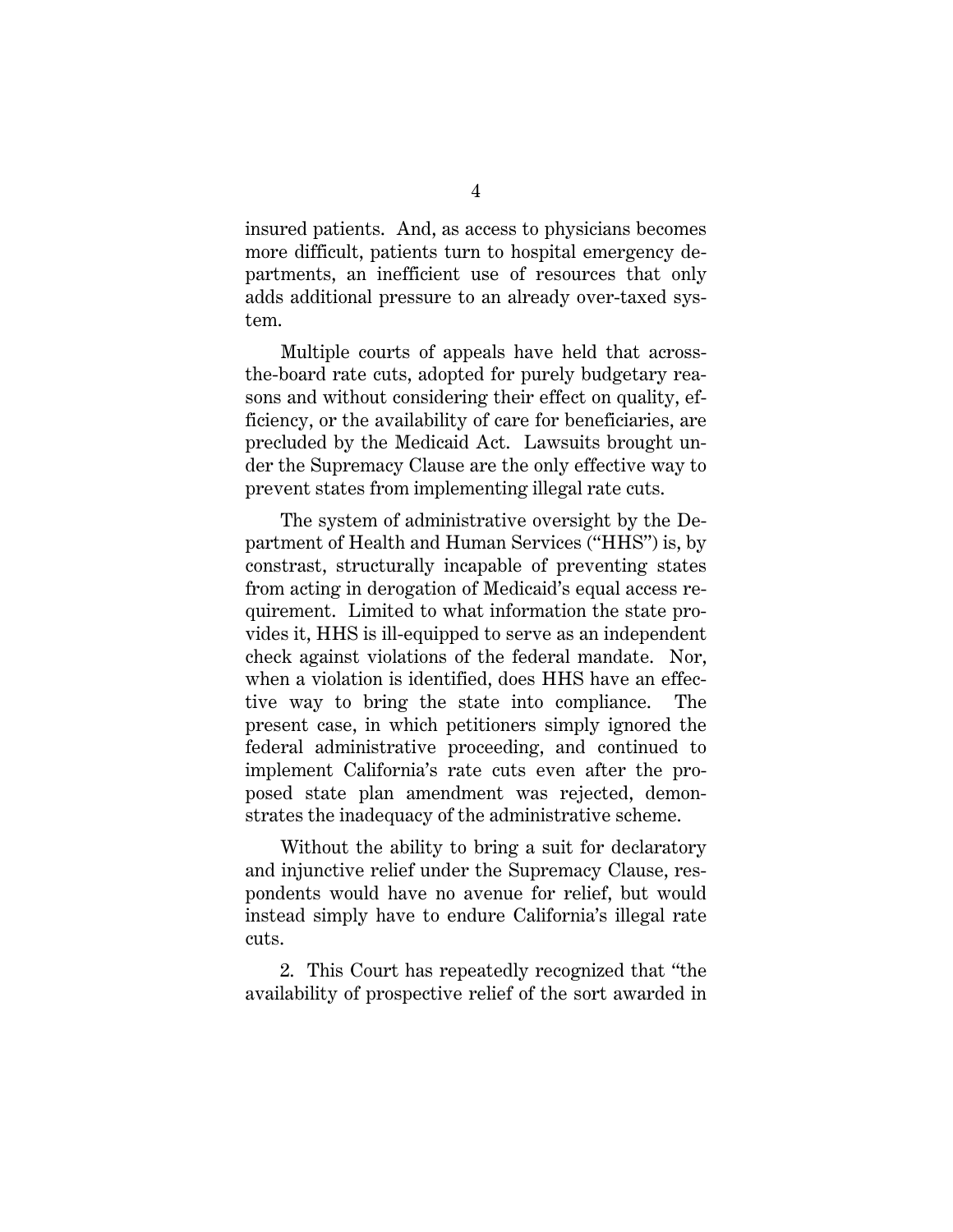insured patients. And, as access to physicians becomes more difficult, patients turn to hospital emergency departments, an inefficient use of resources that only adds additional pressure to an already over-taxed system.

Multiple courts of appeals have held that across-the-board rate cuts, adopted for purely budgetary reasons and without considering their effect on quality, efficiency, or the availability of care for beneficiaries, are precluded by the Medicaid Act. Lawsuits brought under the Supremacy Clause are the only effective way to prevent states from implementing illegal rate cuts.

The system of administrative oversight by the Department of Health and Human Services ("HHS") is, by constrast, structurally incapable of preventing states from acting in derogation of Medicaid's equal access requirement. Limited to what information the state provides it, HHS is ill-equipped to serve as an independent check against violations of the federal mandate. Nor, when a violation is identified, does HHS have an effective way to bring the state into compliance. The present case, in which petitioners simply ignored the federal administrative proceeding, and continued to implement California's rate cuts even after the proposed state plan amendment was rejected, demonstrates the inadequacy of the administrative scheme.

Without the ability to bring a suit for declaratory and injunctive relief under the Supremacy Clause, respondents would have no avenue for relief, but would instead simply have to endure California's illegal rate cuts.

2. This Court has repeatedly recognized that "the availability of prospective relief of the sort awarded in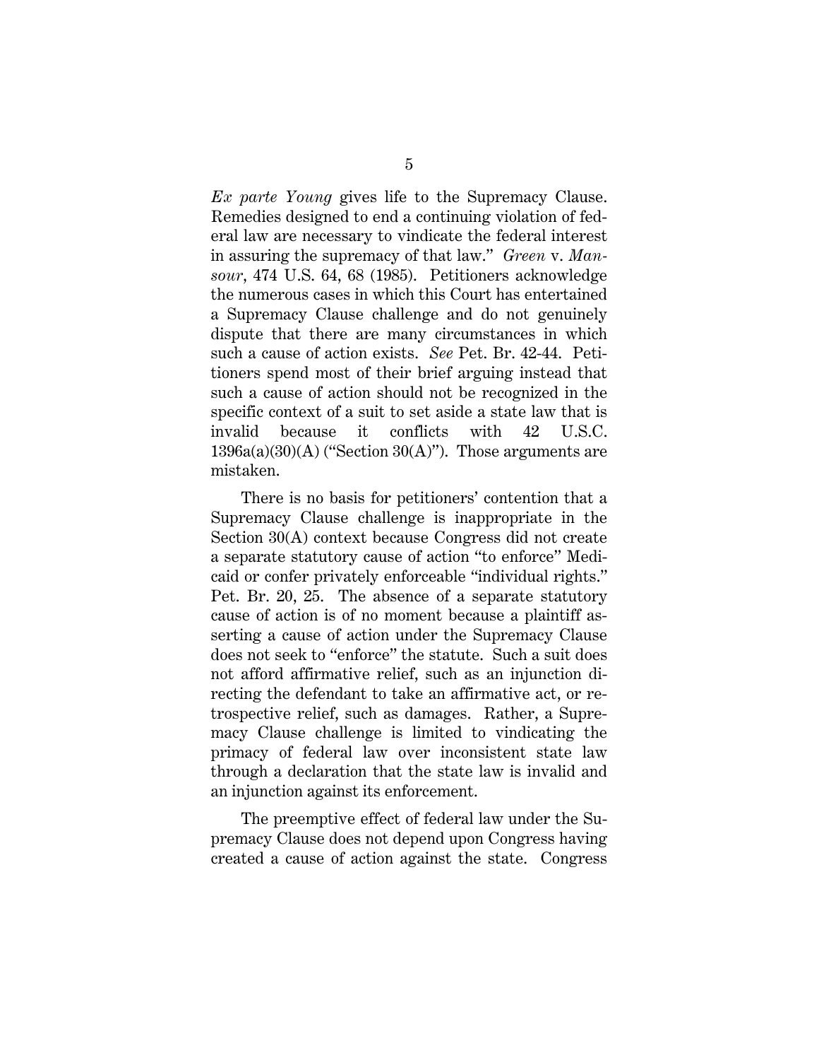*Ex parte Young* gives life to the Supremacy Clause. Remedies designed to end a continuing violation of federal law are necessary to vindicate the federal interest in assuring the supremacy of that law." *Green* v. *Mansour*, 474 U.S. 64, 68 (1985). Petitioners acknowledge the numerous cases in which this Court has entertained a Supremacy Clause challenge and do not genuinely dispute that there are many circumstances in which such a cause of action exists. *See* Pet. Br. 42-44. Petitioners spend most of their brief arguing instead that such a cause of action should not be recognized in the specific context of a suit to set aside a state law that is invalid because it conflicts with 42 U.S.C. 1396a(a)(30)(A) ("Section 30(A)"). Those arguments are mistaken.

There is no basis for petitioners' contention that a Supremacy Clause challenge is inappropriate in the Section 30(A) context because Congress did not create a separate statutory cause of action "to enforce" Medicaid or confer privately enforceable "individual rights." Pet. Br. 20, 25. The absence of a separate statutory cause of action is of no moment because a plaintiff asserting a cause of action under the Supremacy Clause does not seek to "enforce" the statute. Such a suit does not afford affirmative relief, such as an injunction directing the defendant to take an affirmative act, or retrospective relief, such as damages. Rather, a Supremacy Clause challenge is limited to vindicating the primacy of federal law over inconsistent state law through a declaration that the state law is invalid and an injunction against its enforcement.

The preemptive effect of federal law under the Supremacy Clause does not depend upon Congress having created a cause of action against the state. Congress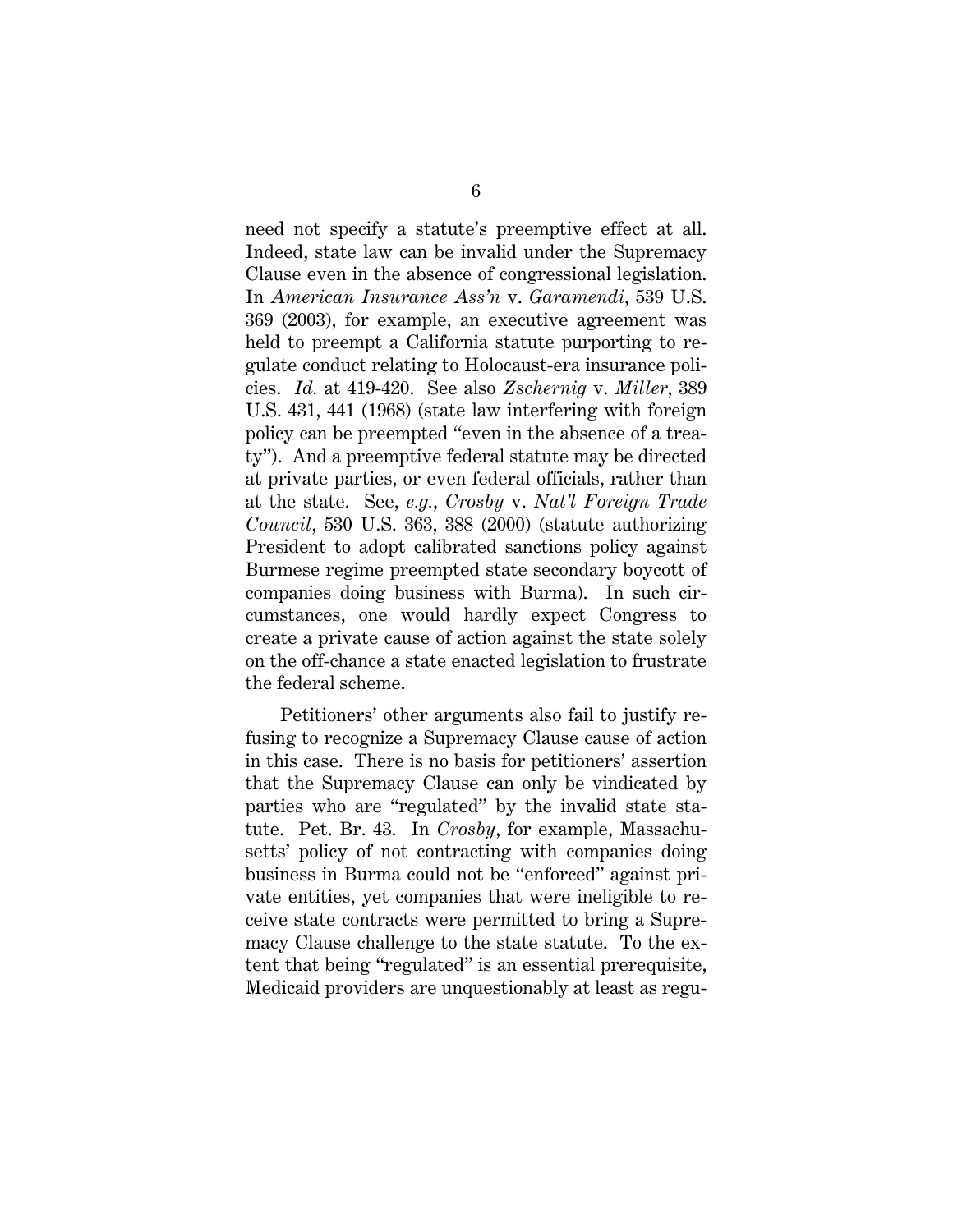need not specify a statute's preemptive effect at all. Indeed, state law can be invalid under the Supremacy Clause even in the absence of congressional legislation. In *American Insurance Ass'n* v. *Garamendi*, 539 U.S. 369 (2003), for example, an executive agreement was held to preempt a California statute purporting to regulate conduct relating to Holocaust-era insurance policies. *Id.* at 419-420. See also *Zschernig* v. *Miller*, 389 U.S. 431, 441 (1968) (state law interfering with foreign policy can be preempted "even in the absence of a treaty"). And a preemptive federal statute may be directed at private parties, or even federal officials, rather than at the state. See, *e.g.*, *Crosby* v. *Nat'l Foreign Trade Council*, 530 U.S. 363, 388 (2000) (statute authorizing President to adopt calibrated sanctions policy against Burmese regime preempted state secondary boycott of companies doing business with Burma). In such circumstances, one would hardly expect Congress to create a private cause of action against the state solely on the off-chance a state enacted legislation to frustrate the federal scheme.

Petitioners' other arguments also fail to justify refusing to recognize a Supremacy Clause cause of action in this case. There is no basis for petitioners' assertion that the Supremacy Clause can only be vindicated by parties who are "regulated" by the invalid state statute. Pet. Br. 43. In *Crosby*, for example, Massachusetts' policy of not contracting with companies doing business in Burma could not be "enforced" against private entities, yet companies that were ineligible to receive state contracts were permitted to bring a Supremacy Clause challenge to the state statute. To the extent that being "regulated" is an essential prerequisite, Medicaid providers are unquestionably at least as regu-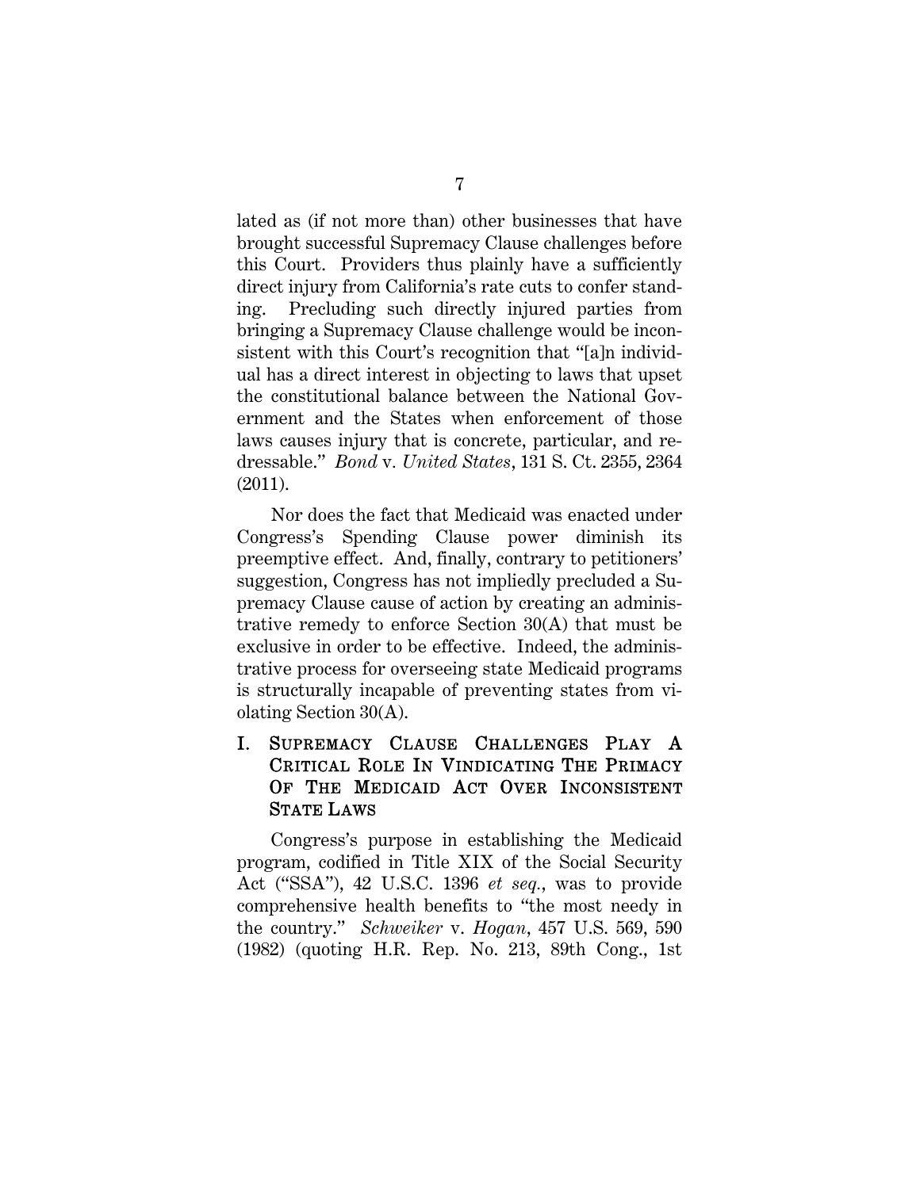lated as (if not more than) other businesses that have brought successful Supremacy Clause challenges before this Court. Providers thus plainly have a sufficiently direct injury from California's rate cuts to confer standing. Precluding such directly injured parties from bringing a Supremacy Clause challenge would be inconsistent with this Court's recognition that "[a]n individual has a direct interest in objecting to laws that upset the constitutional balance between the National Government and the States when enforcement of those laws causes injury that is concrete, particular, and redressable." *Bond* v. *United States*, 131 S. Ct. 2355, 2364 (2011).

Nor does the fact that Medicaid was enacted under Congress's Spending Clause power diminish its preemptive effect. And, finally, contrary to petitioners' suggestion, Congress has not impliedly precluded a Supremacy Clause cause of action by creating an administrative remedy to enforce Section 30(A) that must be exclusive in order to be effective. Indeed, the administrative process for overseeing state Medicaid programs is structurally incapable of preventing states from violating Section 30(A).

## I. SUPREMACY CLAUSE CHALLENGES PLAY A CRITICAL ROLE IN VINDICATING THE PRIMACY OF THE MEDICAID ACT OVER INCONSISTENT STATE LAWS

Congress's purpose in establishing the Medicaid program, codified in Title XIX of the Social Security Act ("SSA"), 42 U.S.C. 1396 *et seq.*, was to provide comprehensive health benefits to "the most needy in the country." *Schweiker* v. *Hogan*, 457 U.S. 569, 590 (1982) (quoting H.R. Rep. No. 213, 89th Cong., 1st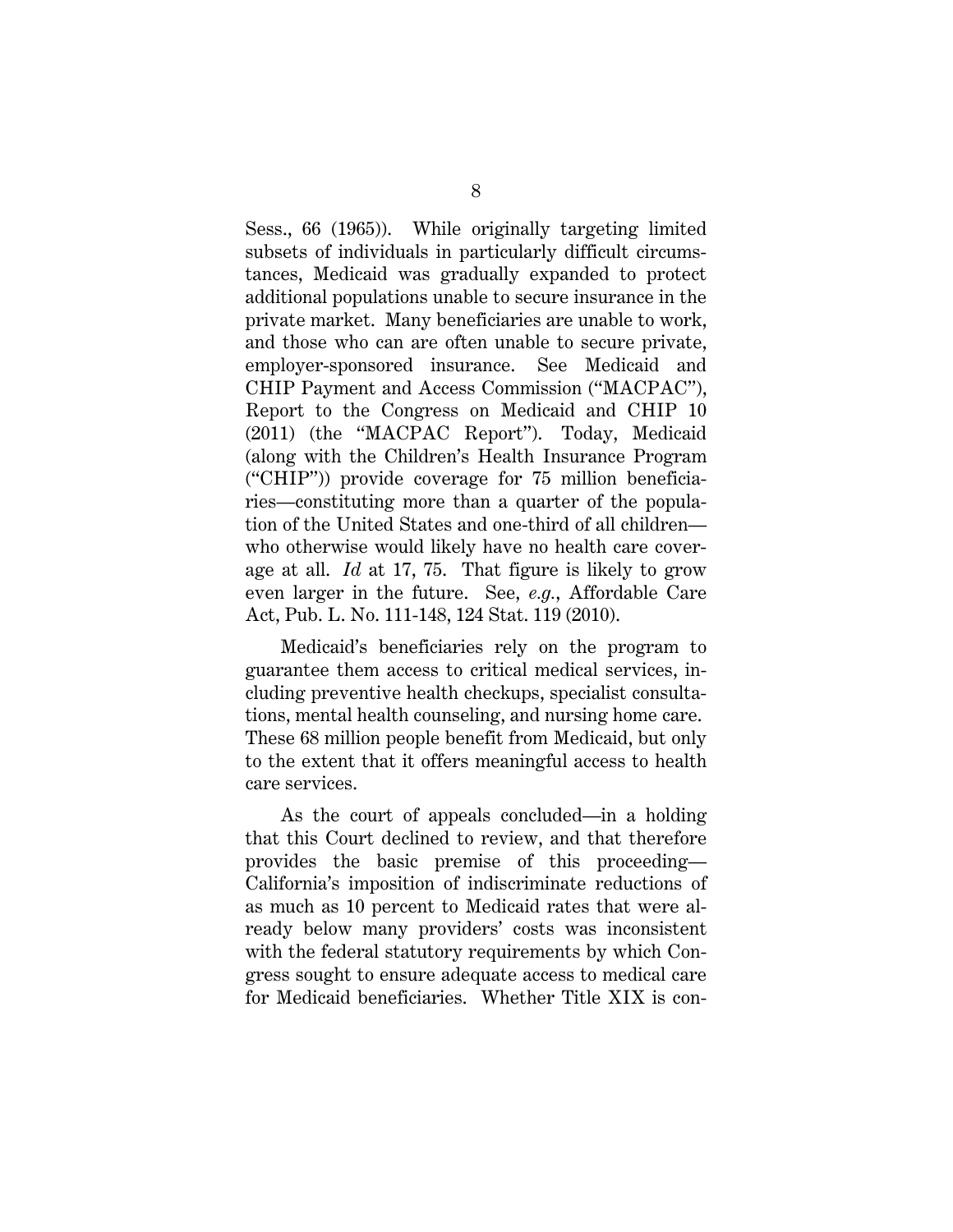Sess., 66 (1965)). While originally targeting limited subsets of individuals in particularly difficult circumstances, Medicaid was gradually expanded to protect additional populations unable to secure insurance in the private market. Many beneficiaries are unable to work, and those who can are often unable to secure private, employer-sponsored insurance. See Medicaid and CHIP Payment and Access Commission ("MACPAC"), Report to the Congress on Medicaid and CHIP 10 (2011) (the "MACPAC Report"). Today, Medicaid (along with the Children's Health Insurance Program ("CHIP")) provide coverage for 75 million beneficiaries—constituting more than a quarter of the population of the United States and one-third of all children—who otherwise would likely have no health care coverage at all. *Id* at 17, 75. That figure is likely to grow even larger in the future. See, *e.g.*, Affordable Care Act, Pub. L. No. 111-148, 124 Stat. 119 (2010).

Medicaid's beneficiaries rely on the program to guarantee them access to critical medical services, including preventive health checkups, specialist consultations, mental health counseling, and nursing home care. These 68 million people benefit from Medicaid, but only to the extent that it offers meaningful access to health care services.

As the court of appeals concluded—in a holding that this Court declined to review, and that therefore provides the basic premise of this proceeding—California's imposition of indiscriminate reductions of as much as 10 percent to Medicaid rates that were already below many providers' costs was inconsistent with the federal statutory requirements by which Congress sought to ensure adequate access to medical care for Medicaid beneficiaries. Whether Title XIX is con-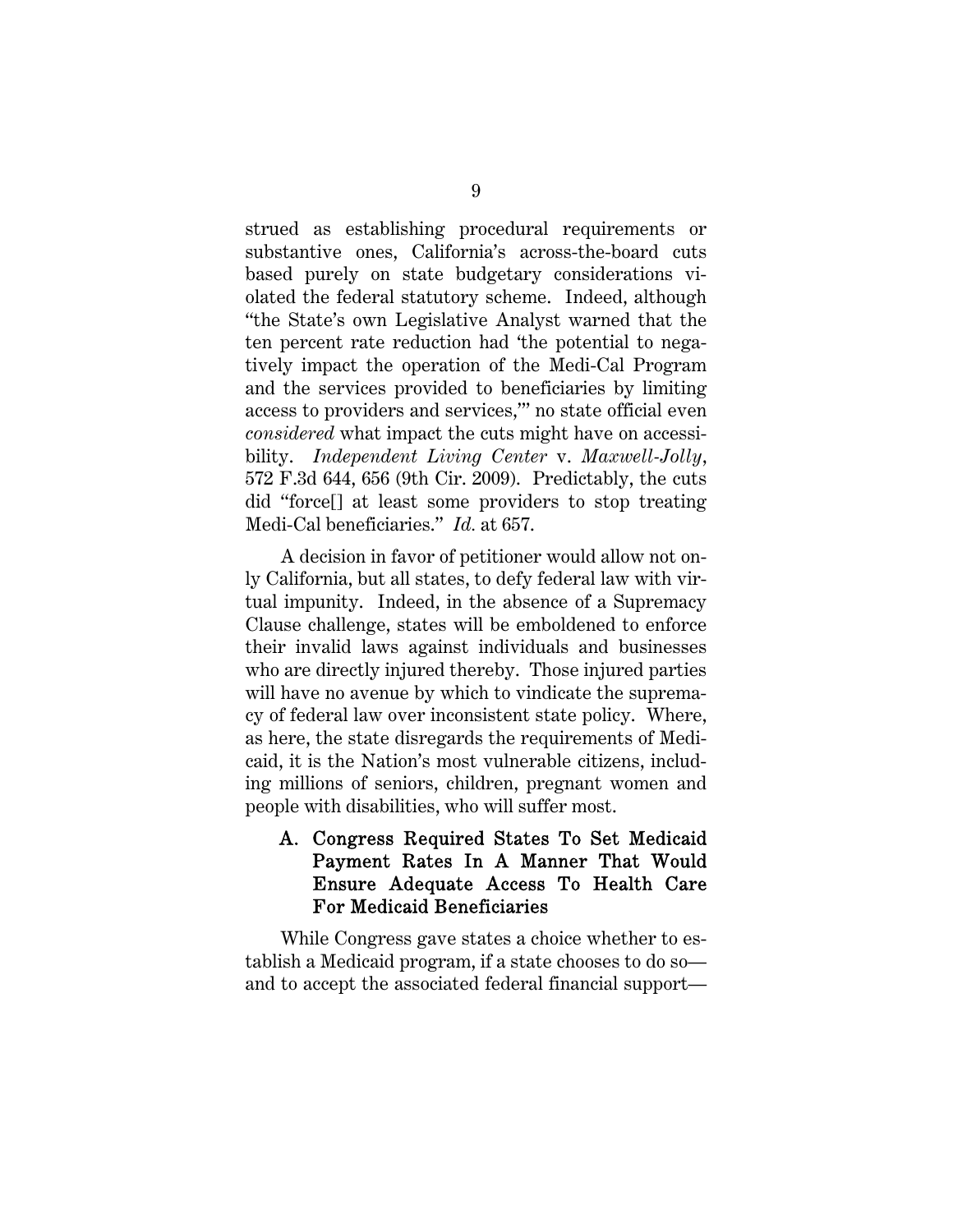strued as establishing procedural requirements or substantive ones, California's across-the-board cuts based purely on state budgetary considerations violated the federal statutory scheme. Indeed, although "the State's own Legislative Analyst warned that the ten percent rate reduction had 'the potential to negatively impact the operation of the Medi-Cal Program and the services provided to beneficiaries by limiting access to providers and services,'" no state official even *considered* what impact the cuts might have on accessibility. *Independent Living Center* v. *Maxwell-Jolly*, 572 F.3d 644, 656 (9th Cir. 2009). Predictably, the cuts did "force[] at least some providers to stop treating Medi-Cal beneficiaries." *Id.* at 657.

A decision in favor of petitioner would allow not only California, but all states, to defy federal law with virtual impunity. Indeed, in the absence of a Supremacy Clause challenge, states will be emboldened to enforce their invalid laws against individuals and businesses who are directly injured thereby. Those injured parties will have no avenue by which to vindicate the supremacy of federal law over inconsistent state policy. Where, as here, the state disregards the requirements of Medicaid, it is the Nation's most vulnerable citizens, including millions of seniors, children, pregnant women and people with disabilities, who will suffer most.

### A. Congress Required States To Set Medicaid Payment Rates In A Manner That Would Ensure Adequate Access To Health Care For Medicaid Beneficiaries

While Congress gave states a choice whether to establish a Medicaid program, if a state chooses to do so—and to accept the associated federal financial support—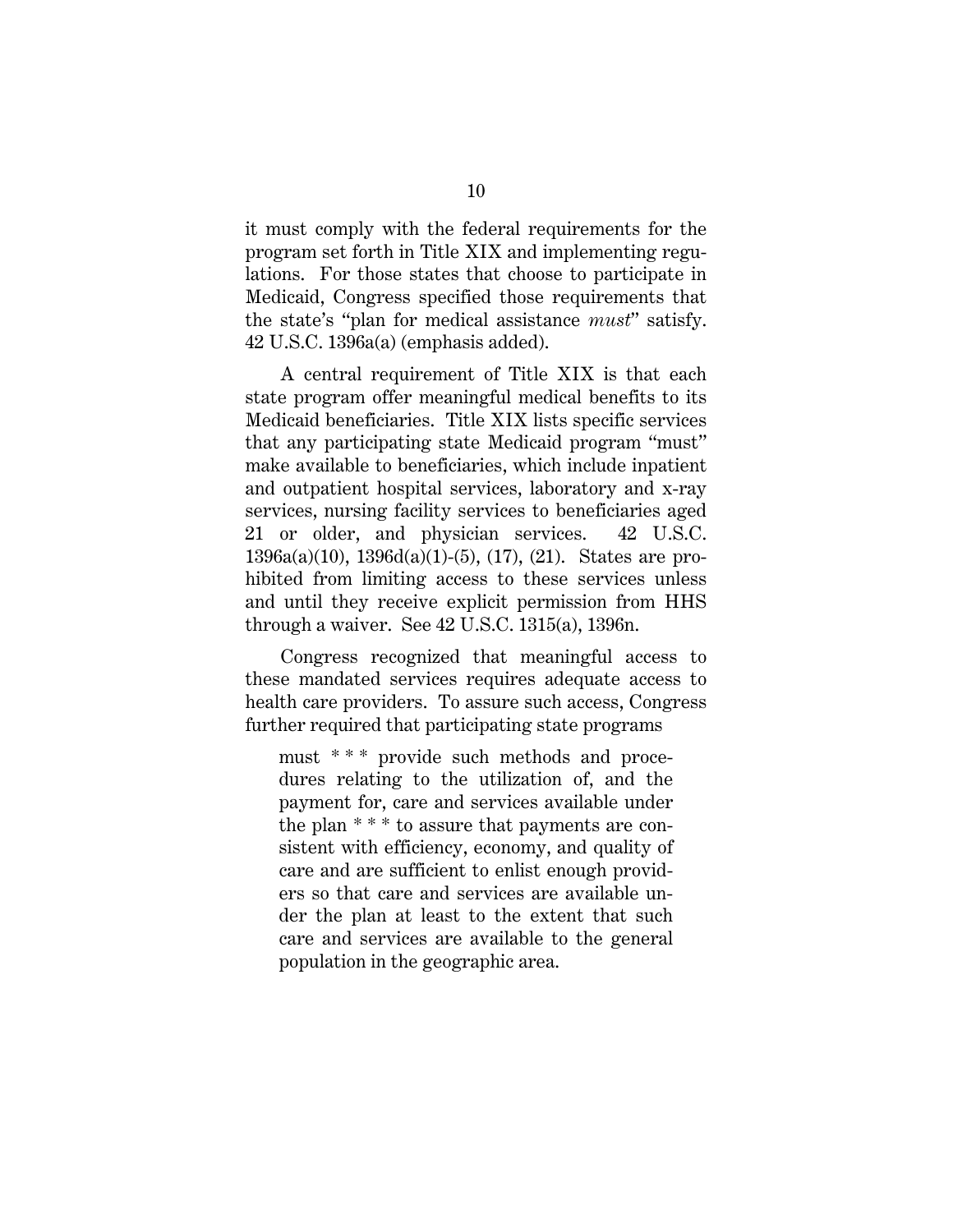it must comply with the federal requirements for the program set forth in Title XIX and implementing regulations. For those states that choose to participate in Medicaid, Congress specified those requirements that the state's "plan for medical assistance *must*" satisfy. 42 U.S.C. 1396a(a) (emphasis added).

A central requirement of Title XIX is that each state program offer meaningful medical benefits to its Medicaid beneficiaries. Title XIX lists specific services that any participating state Medicaid program "must" make available to beneficiaries, which include inpatient and outpatient hospital services, laboratory and x-ray services, nursing facility services to beneficiaries aged 21 or older, and physician services. 42 U.S.C. 1396a(a)(10), 1396d(a)(1)-(5), (17), (21). States are prohibited from limiting access to these services unless and until they receive explicit permission from HHS through a waiver. See 42 U.S.C. 1315(a), 1396n.

Congress recognized that meaningful access to these mandated services requires adequate access to health care providers. To assure such access, Congress further required that participating state programs

> must * * * provide such methods and procedures relating to the utilization of, and the payment for, care and services available under the plan * * * to assure that payments are consistent with efficiency, economy, and quality of care and are sufficient to enlist enough providers so that care and services are available under the plan at least to the extent that such care and services are available to the general population in the geographic area.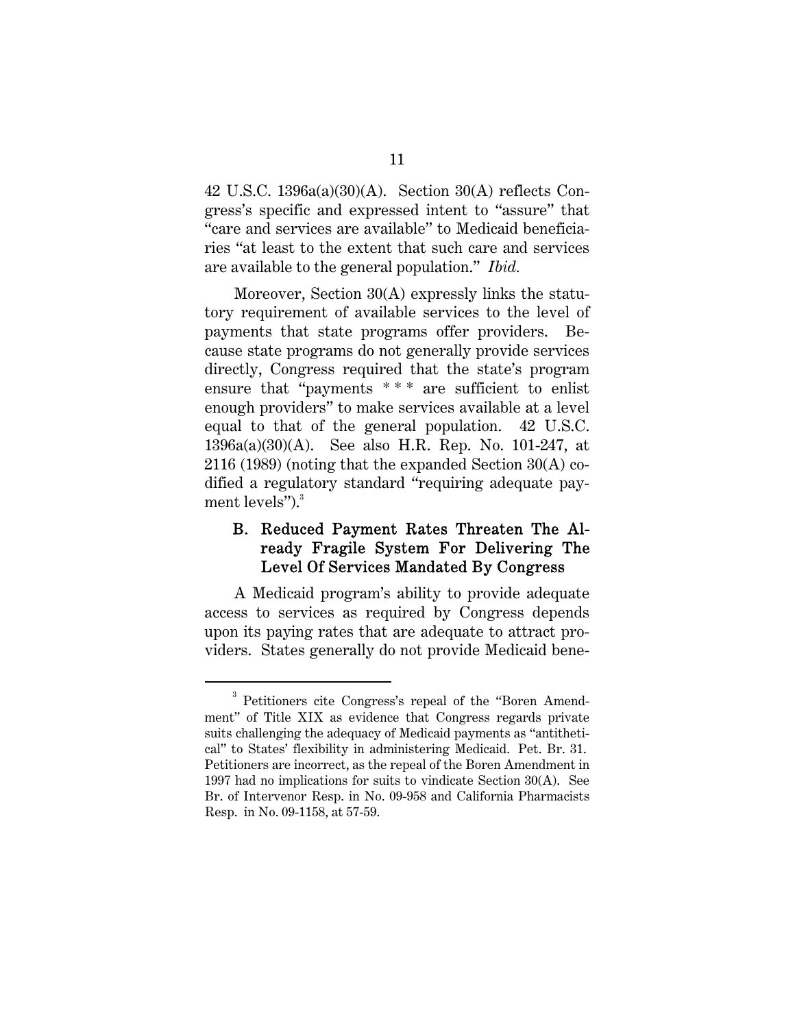42 U.S.C. 1396a(a)(30)(A). Section 30(A) reflects Congress's specific and expressed intent to "assure" that "care and services are available" to Medicaid beneficiaries "at least to the extent that such care and services are available to the general population." *Ibid.*

Moreover, Section 30(A) expressly links the statutory requirement of available services to the level of payments that state programs offer providers. Because state programs do not generally provide services directly, Congress required that the state's program ensure that "payments * * * are sufficient to enlist enough providers" to make services available at a level equal to that of the general population. 42 U.S.C. 1396a(a)(30)(A). See also H.R. Rep. No. 101-247, at 2116 (1989) (noting that the expanded Section 30(A) codified a regulatory standard "requiring adequate payment levels").[3]

### B. Reduced Payment Rates Threaten The Already Fragile System For Delivering The Level Of Services Mandated By Congress

A Medicaid program's ability to provide adequate access to services as required by Congress depends upon its paying rates that are adequate to attract providers. States generally do not provide Medicaid bene-

---

[3] Petitioners cite Congress's repeal of the "Boren Amendment" of Title XIX as evidence that Congress regards private suits challenging the adequacy of Medicaid payments as "antithetical" to States' flexibility in administering Medicaid. Pet. Br. 31. Petitioners are incorrect, as the repeal of the Boren Amendment in 1997 had no implications for suits to vindicate Section 30(A). See Br. of Intervenor Resp. in No. 09-958 and California Pharmacists Resp. in No. 09-1158, at 57-59.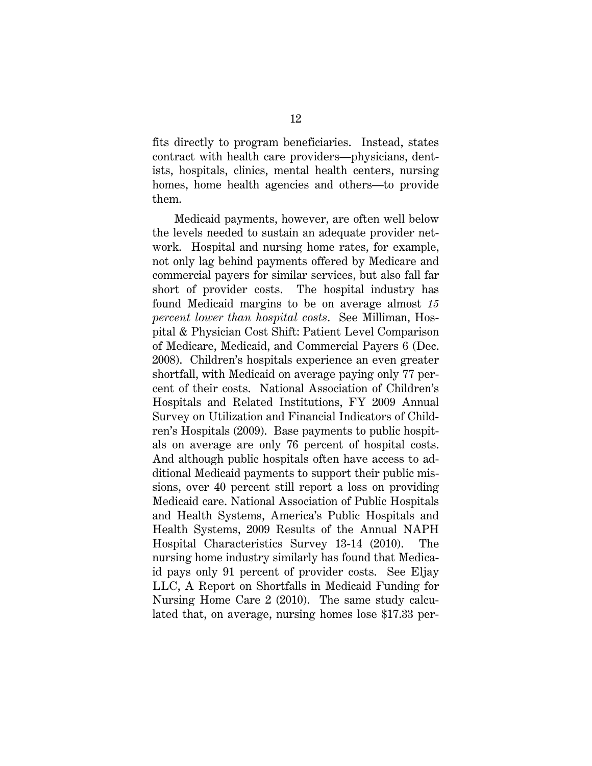fits directly to program beneficiaries. Instead, states contract with health care providers—physicians, dentists, hospitals, clinics, mental health centers, nursing homes, home health agencies and others—to provide them.

Medicaid payments, however, are often well below the levels needed to sustain an adequate provider network. Hospital and nursing home rates, for example, not only lag behind payments offered by Medicare and commercial payers for similar services, but also fall far short of provider costs. The hospital industry has found Medicaid margins to be on average almost *15 percent lower than hospital costs*. See Milliman, Hospital & Physician Cost Shift: Patient Level Comparison of Medicare, Medicaid, and Commercial Payers 6 (Dec. 2008). Children's hospitals experience an even greater shortfall, with Medicaid on average paying only 77 percent of their costs. National Association of Children's Hospitals and Related Institutions, FY 2009 Annual Survey on Utilization and Financial Indicators of Children's Hospitals (2009). Base payments to public hospitals on average are only 76 percent of hospital costs. And although public hospitals often have access to additional Medicaid payments to support their public missions, over 40 percent still report a loss on providing Medicaid care. National Association of Public Hospitals and Health Systems, America's Public Hospitals and Health Systems, 2009 Results of the Annual NAPH Hospital Characteristics Survey 13-14 (2010). The nursing home industry similarly has found that Medicaid pays only 91 percent of provider costs. See Eljay LLC, A Report on Shortfalls in Medicaid Funding for Nursing Home Care 2 (2010). The same study calculated that, on average, nursing homes lose $17.33 per-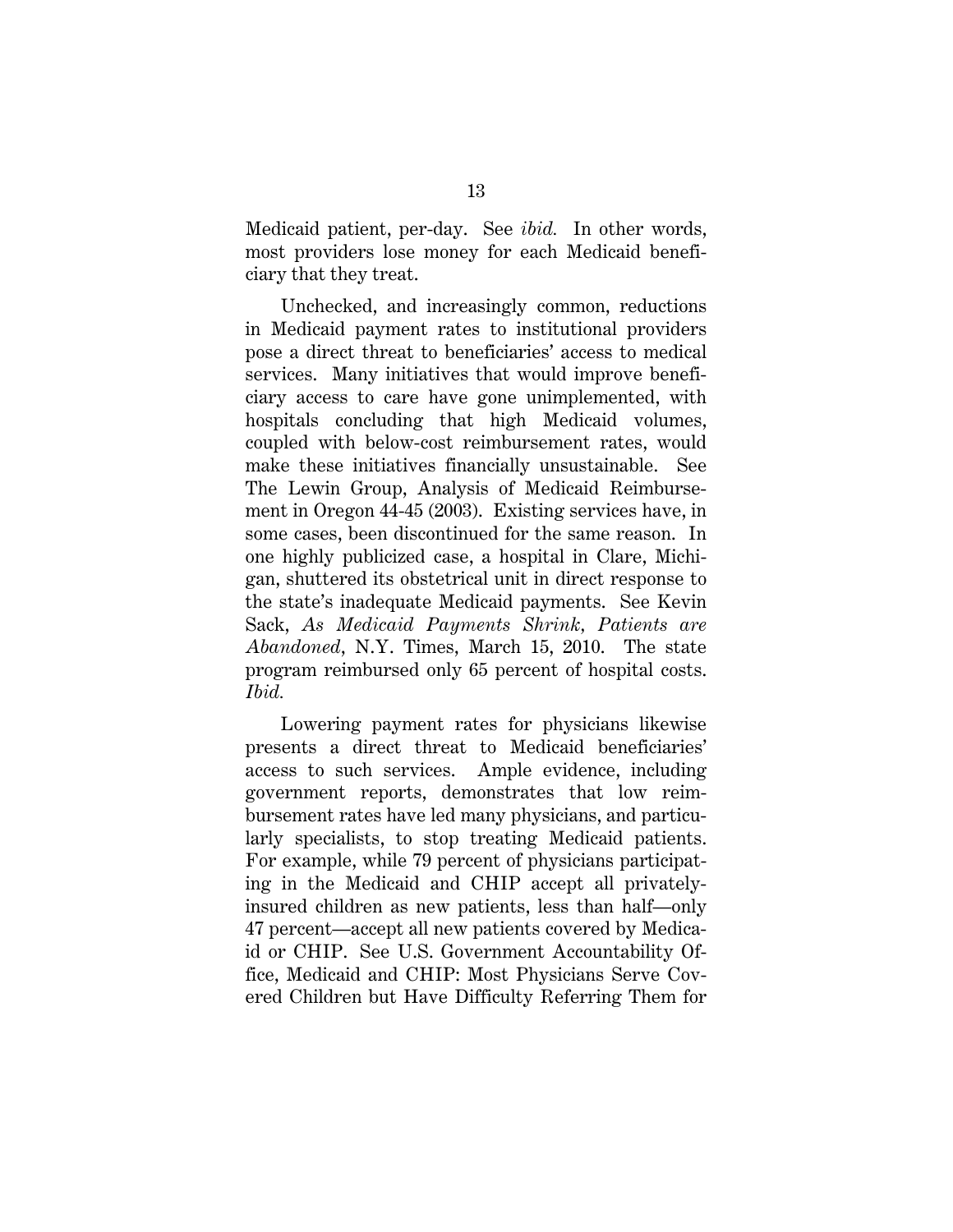Medicaid patient, per-day. See *ibid.* In other words, most providers lose money for each Medicaid beneficiary that they treat.

Unchecked, and increasingly common, reductions in Medicaid payment rates to institutional providers pose a direct threat to beneficiaries' access to medical services. Many initiatives that would improve beneficiary access to care have gone unimplemented, with hospitals concluding that high Medicaid volumes, coupled with below-cost reimbursement rates, would make these initiatives financially unsustainable. See The Lewin Group, Analysis of Medicaid Reimbursement in Oregon 44-45 (2003). Existing services have, in some cases, been discontinued for the same reason. In one highly publicized case, a hospital in Clare, Michigan, shuttered its obstetrical unit in direct response to the state's inadequate Medicaid payments. See Kevin Sack, *As Medicaid Payments Shrink, Patients are Abandoned*, N.Y. Times, March 15, 2010. The state program reimbursed only 65 percent of hospital costs. *Ibid.*

Lowering payment rates for physicians likewise presents a direct threat to Medicaid beneficiaries' access to such services. Ample evidence, including government reports, demonstrates that low reimbursement rates have led many physicians, and particularly specialists, to stop treating Medicaid patients. For example, while 79 percent of physicians participating in the Medicaid and CHIP accept all privately-insured children as new patients, less than half—only 47 percent—accept all new patients covered by Medicaid or CHIP. See U.S. Government Accountability Office, Medicaid and CHIP: Most Physicians Serve Covered Children but Have Difficulty Referring Them for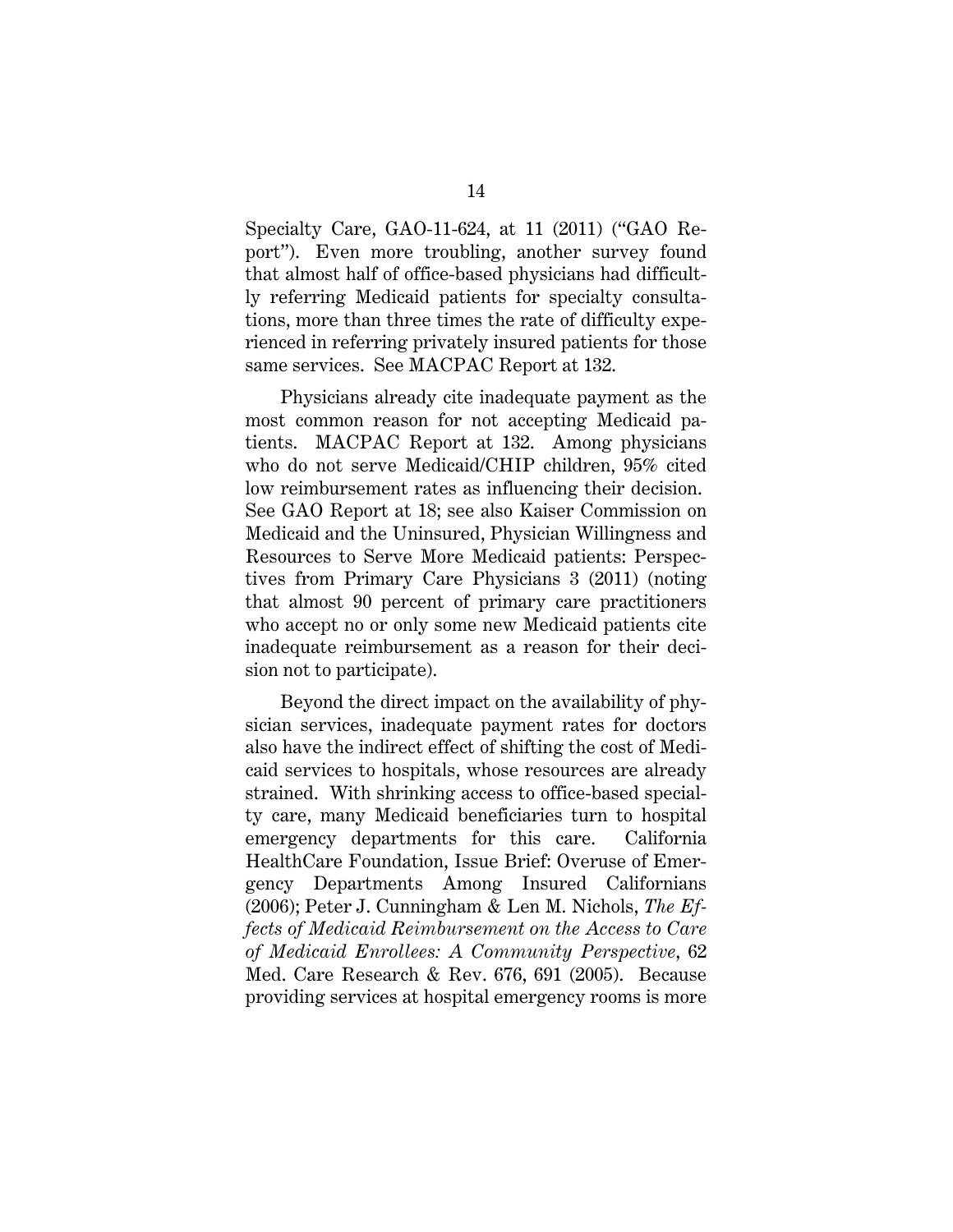Specialty Care, GAO-11-624, at 11 (2011) ("GAO Report"). Even more troubling, another survey found that almost half of office-based physicians had difficultly referring Medicaid patients for specialty consultations, more than three times the rate of difficulty experienced in referring privately insured patients for those same services. See MACPAC Report at 132.

Physicians already cite inadequate payment as the most common reason for not accepting Medicaid patients. MACPAC Report at 132. Among physicians who do not serve Medicaid/CHIP children, 95% cited low reimbursement rates as influencing their decision. See GAO Report at 18; see also Kaiser Commission on Medicaid and the Uninsured, Physician Willingness and Resources to Serve More Medicaid patients: Perspectives from Primary Care Physicians 3 (2011) (noting that almost 90 percent of primary care practitioners who accept no or only some new Medicaid patients cite inadequate reimbursement as a reason for their decision not to participate).

Beyond the direct impact on the availability of physician services, inadequate payment rates for doctors also have the indirect effect of shifting the cost of Medicaid services to hospitals, whose resources are already strained. With shrinking access to office-based specialty care, many Medicaid beneficiaries turn to hospital emergency departments for this care. California HealthCare Foundation, Issue Brief: Overuse of Emergency Departments Among Insured Californians (2006); Peter J. Cunningham & Len M. Nichols, *The Effects of Medicaid Reimbursement on the Access to Care of Medicaid Enrollees: A Community Perspective*, 62 Med. Care Research & Rev. 676, 691 (2005). Because providing services at hospital emergency rooms is more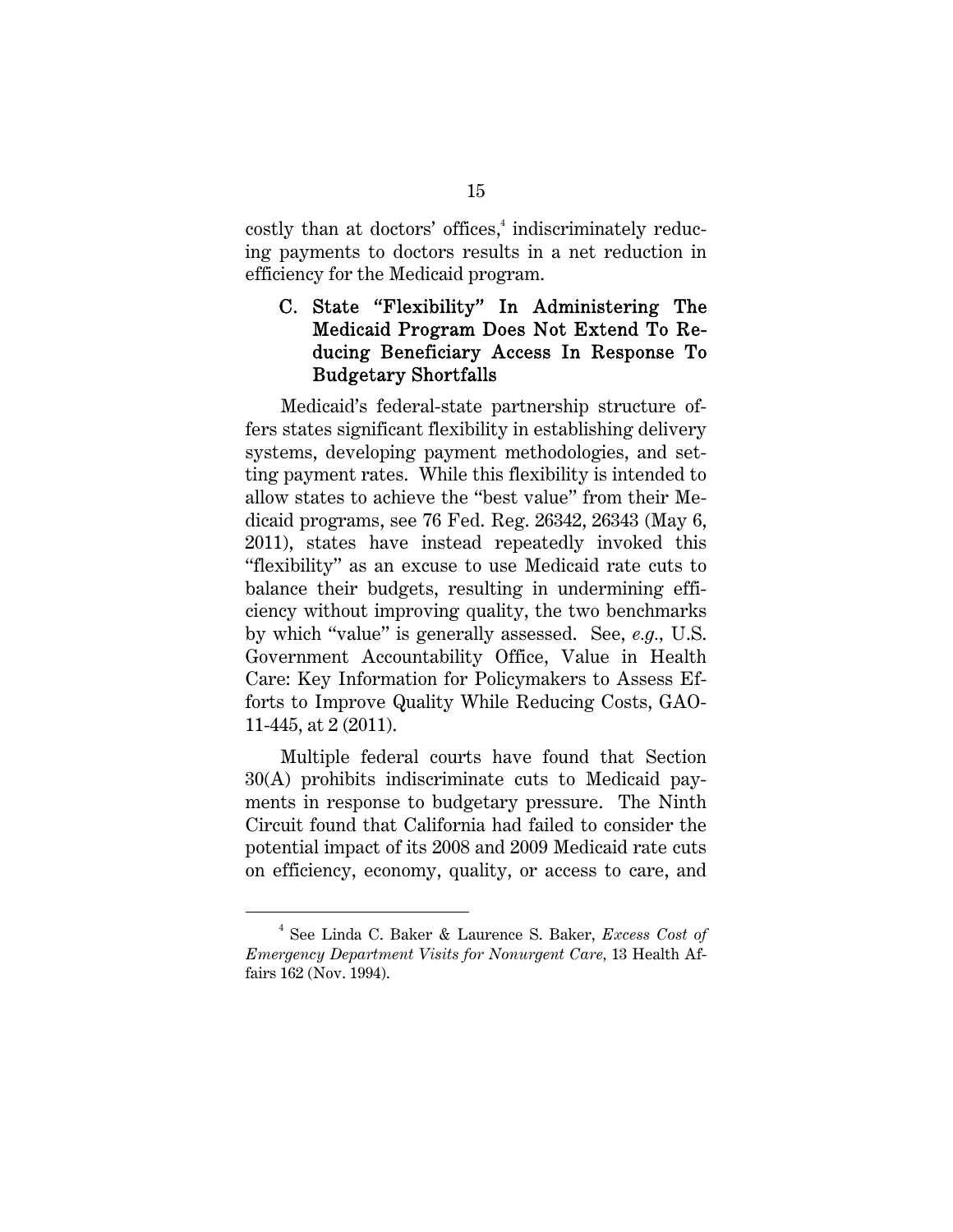costly than at doctors' offices,[4] indiscriminately reducing payments to doctors results in a net reduction in efficiency for the Medicaid program.

### C. State "Flexibility" In Administering The Medicaid Program Does Not Extend To Reducing Beneficiary Access In Response To Budgetary Shortfalls

Medicaid's federal-state partnership structure offers states significant flexibility in establishing delivery systems, developing payment methodologies, and setting payment rates. While this flexibility is intended to allow states to achieve the "best value" from their Medicaid programs, see 76 Fed. Reg. 26342, 26343 (May 6, 2011), states have instead repeatedly invoked this "flexibility" as an excuse to use Medicaid rate cuts to balance their budgets, resulting in undermining efficiency without improving quality, the two benchmarks by which "value" is generally assessed. See, *e.g.*, U.S. Government Accountability Office, Value in Health Care: Key Information for Policymakers to Assess Efforts to Improve Quality While Reducing Costs, GAO-11-445, at 2 (2011).

Multiple federal courts have found that Section 30(A) prohibits indiscriminate cuts to Medicaid payments in response to budgetary pressure. The Ninth Circuit found that California had failed to consider the potential impact of its 2008 and 2009 Medicaid rate cuts on efficiency, economy, quality, or access to care, and

---

[4] See Linda C. Baker & Laurence S. Baker, *Excess Cost of Emergency Department Visits for Nonurgent Care*, 13 Health Affairs 162 (Nov. 1994).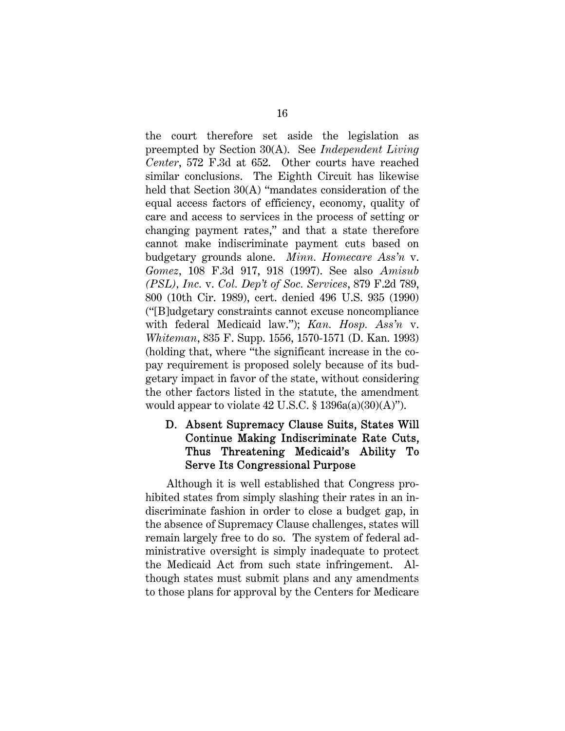the court therefore set aside the legislation as preempted by Section 30(A). See *Independent Living Center*, 572 F.3d at 652. Other courts have reached similar conclusions. The Eighth Circuit has likewise held that Section 30(A) "mandates consideration of the equal access factors of efficiency, economy, quality of care and access to services in the process of setting or changing payment rates," and that a state therefore cannot make indiscriminate payment cuts based on budgetary grounds alone. *Minn. Homecare Ass'n* v. *Gomez*, 108 F.3d 917, 918 (1997). See also *Amisub (PSL), Inc.* v. *Col. Dep't of Soc. Services*, 879 F.2d 789, 800 (10th Cir. 1989), cert. denied 496 U.S. 935 (1990) ("[B]udgetary constraints cannot excuse noncompliance with federal Medicaid law."); *Kan. Hosp. Ass'n* v. *Whiteman*, 835 F. Supp. 1556, 1570-1571 (D. Kan. 1993) (holding that, where "the significant increase in the co-pay requirement is proposed solely because of its budgetary impact in favor of the state, without considering the other factors listed in the statute, the amendment would appear to violate 42 U.S.C. § 1396a(a)(30)(A)").

### D. Absent Supremacy Clause Suits, States Will Continue Making Indiscriminate Rate Cuts, Thus Threatening Medicaid's Ability To Serve Its Congressional Purpose

Although it is well established that Congress prohibited states from simply slashing their rates in an indiscriminate fashion in order to close a budget gap, in the absence of Supremacy Clause challenges, states will remain largely free to do so. The system of federal administrative oversight is simply inadequate to protect the Medicaid Act from such state infringement. Although states must submit plans and any amendments to those plans for approval by the Centers for Medicare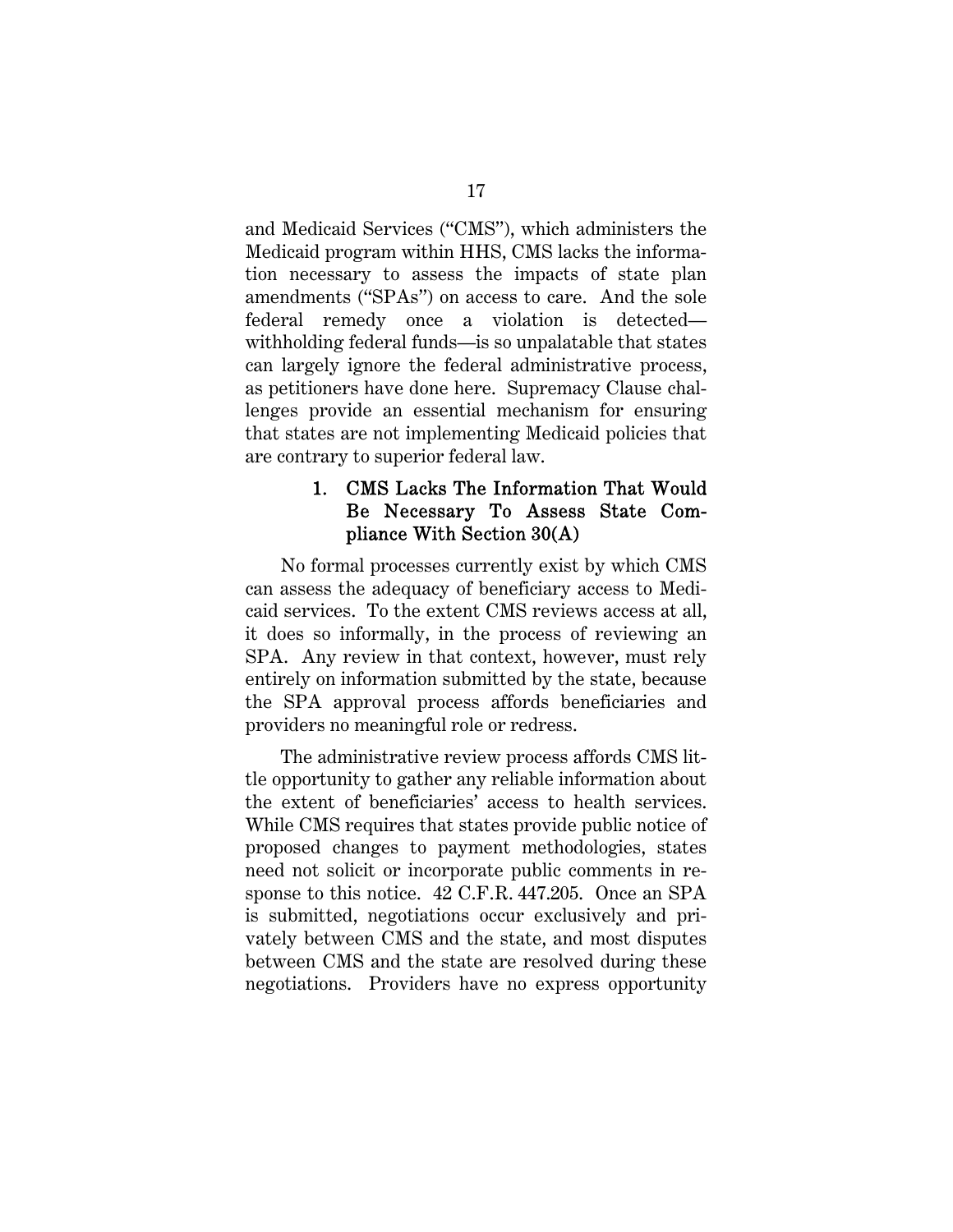and Medicaid Services ("CMS"), which administers the Medicaid program within HHS, CMS lacks the information necessary to assess the impacts of state plan amendments ("SPAs") on access to care. And the sole federal remedy once a violation is detected—withholding federal funds—is so unpalatable that states can largely ignore the federal administrative process, as petitioners have done here. Supremacy Clause challenges provide an essential mechanism for ensuring that states are not implementing Medicaid policies that are contrary to superior federal law.

### 1. CMS Lacks The Information That Would Be Necessary To Assess State Compliance With Section 30(A)

No formal processes currently exist by which CMS can assess the adequacy of beneficiary access to Medicaid services. To the extent CMS reviews access at all, it does so informally, in the process of reviewing an SPA. Any review in that context, however, must rely entirely on information submitted by the state, because the SPA approval process affords beneficiaries and providers no meaningful role or redress.

The administrative review process affords CMS little opportunity to gather any reliable information about the extent of beneficiaries' access to health services. While CMS requires that states provide public notice of proposed changes to payment methodologies, states need not solicit or incorporate public comments in response to this notice. 42 C.F.R. 447.205. Once an SPA is submitted, negotiations occur exclusively and privately between CMS and the state, and most disputes between CMS and the state are resolved during these negotiations. Providers have no express opportunity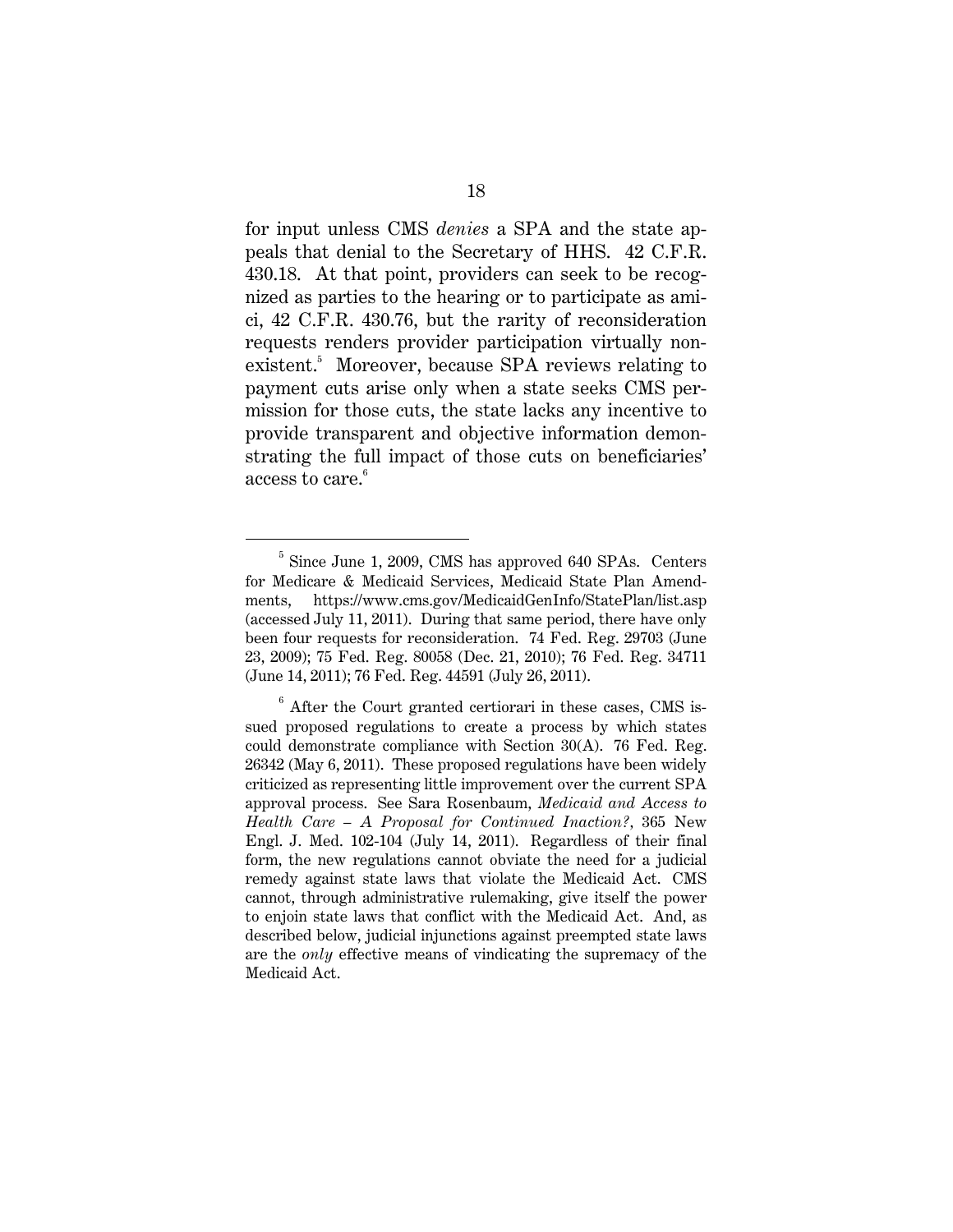for input unless CMS *denies* a SPA and the state appeals that denial to the Secretary of HHS. 42 C.F.R. 430.18. At that point, providers can seek to be recognized as parties to the hearing or to participate as amici, 42 C.F.R. 430.76, but the rarity of reconsideration requests renders provider participation virtually nonexistent.[5] Moreover, because SPA reviews relating to payment cuts arise only when a state seeks CMS permission for those cuts, the state lacks any incentive to provide transparent and objective information demonstrating the full impact of those cuts on beneficiaries' access to care.[6]

---

[5] Since June 1, 2009, CMS has approved 640 SPAs. Centers for Medicare & Medicaid Services, Medicaid State Plan Amendments, https://www.cms.gov/MedicaidGenInfo/StatePlan/list.asp (accessed July 11, 2011). During that same period, there have only been four requests for reconsideration. 74 Fed. Reg. 29703 (June 23, 2009); 75 Fed. Reg. 80058 (Dec. 21, 2010); 76 Fed. Reg. 34711 (June 14, 2011); 76 Fed. Reg. 44591 (July 26, 2011).

[6] After the Court granted certiorari in these cases, CMS issued proposed regulations to create a process by which states could demonstrate compliance with Section 30(A). 76 Fed. Reg. 26342 (May 6, 2011). These proposed regulations have been widely criticized as representing little improvement over the current SPA approval process. See Sara Rosenbaum, *Medicaid and Access to Health Care – A Proposal for Continued Inaction?*, 365 New Engl. J. Med. 102-104 (July 14, 2011). Regardless of their final form, the new regulations cannot obviate the need for a judicial remedy against state laws that violate the Medicaid Act. CMS cannot, through administrative rulemaking, give itself the power to enjoin state laws that conflict with the Medicaid Act. And, as described below, judicial injunctions against preempted state laws are the *only* effective means of vindicating the supremacy of the Medicaid Act.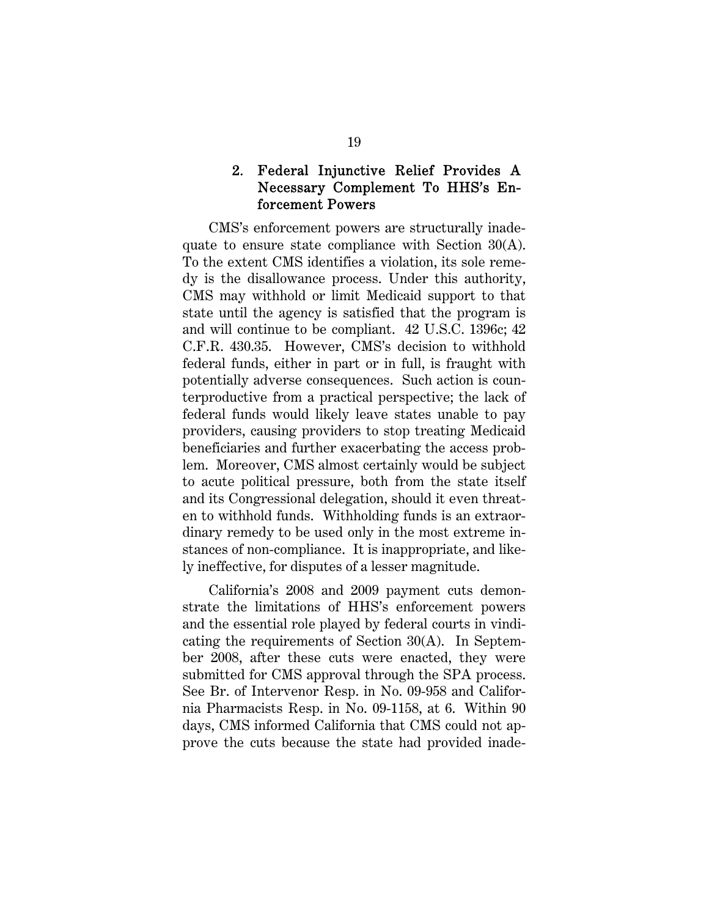### 2. Federal Injunctive Relief Provides A Necessary Complement To HHS's Enforcement Powers

CMS's enforcement powers are structurally inadequate to ensure state compliance with Section 30(A). To the extent CMS identifies a violation, its sole remedy is the disallowance process. Under this authority, CMS may withhold or limit Medicaid support to that state until the agency is satisfied that the program is and will continue to be compliant. 42 U.S.C. 1396c; 42 C.F.R. 430.35. However, CMS's decision to withhold federal funds, either in part or in full, is fraught with potentially adverse consequences. Such action is counterproductive from a practical perspective; the lack of federal funds would likely leave states unable to pay providers, causing providers to stop treating Medicaid beneficiaries and further exacerbating the access problem. Moreover, CMS almost certainly would be subject to acute political pressure, both from the state itself and its Congressional delegation, should it even threaten to withhold funds. Withholding funds is an extraordinary remedy to be used only in the most extreme instances of non-compliance. It is inappropriate, and likely ineffective, for disputes of a lesser magnitude.

California's 2008 and 2009 payment cuts demonstrate the limitations of HHS's enforcement powers and the essential role played by federal courts in vindicating the requirements of Section 30(A). In September 2008, after these cuts were enacted, they were submitted for CMS approval through the SPA process. See Br. of Intervenor Resp. in No. 09-958 and California Pharmacists Resp. in No. 09-1158, at 6. Within 90 days, CMS informed California that CMS could not approve the cuts because the state had provided inade-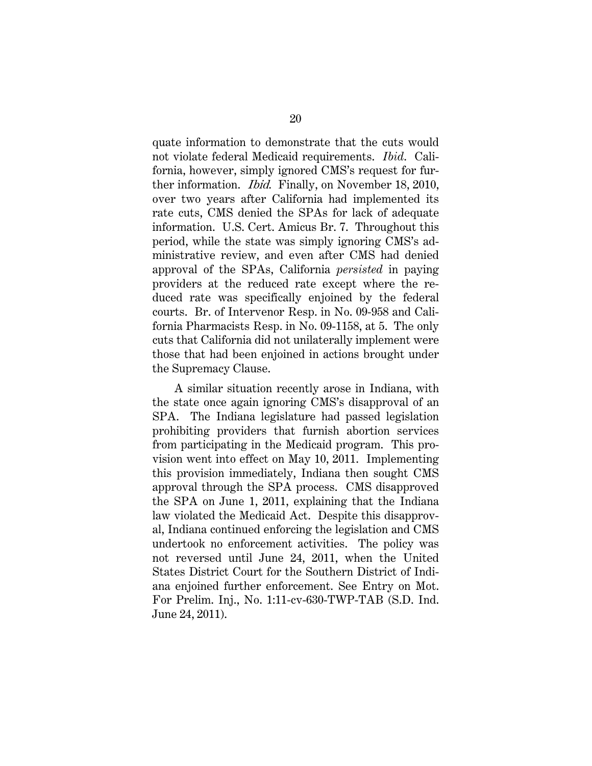quate information to demonstrate that the cuts would not violate federal Medicaid requirements. *Ibid*. California, however, simply ignored CMS's request for further information. *Ibid.* Finally, on November 18, 2010, over two years after California had implemented its rate cuts, CMS denied the SPAs for lack of adequate information. U.S. Cert. Amicus Br. 7. Throughout this period, while the state was simply ignoring CMS's administrative review, and even after CMS had denied approval of the SPAs, California *persisted* in paying providers at the reduced rate except where the reduced rate was specifically enjoined by the federal courts. Br. of Intervenor Resp. in No. 09-958 and California Pharmacists Resp. in No. 09-1158, at 5. The only cuts that California did not unilaterally implement were those that had been enjoined in actions brought under the Supremacy Clause.

A similar situation recently arose in Indiana, with the state once again ignoring CMS's disapproval of an SPA. The Indiana legislature had passed legislation prohibiting providers that furnish abortion services from participating in the Medicaid program. This provision went into effect on May 10, 2011. Implementing this provision immediately, Indiana then sought CMS approval through the SPA process. CMS disapproved the SPA on June 1, 2011, explaining that the Indiana law violated the Medicaid Act. Despite this disapproval, Indiana continued enforcing the legislation and CMS undertook no enforcement activities. The policy was not reversed until June 24, 2011, when the United States District Court for the Southern District of Indiana enjoined further enforcement. See Entry on Mot. For Prelim. Inj., No. 1:11-cv-630-TWP-TAB (S.D. Ind. June 24, 2011).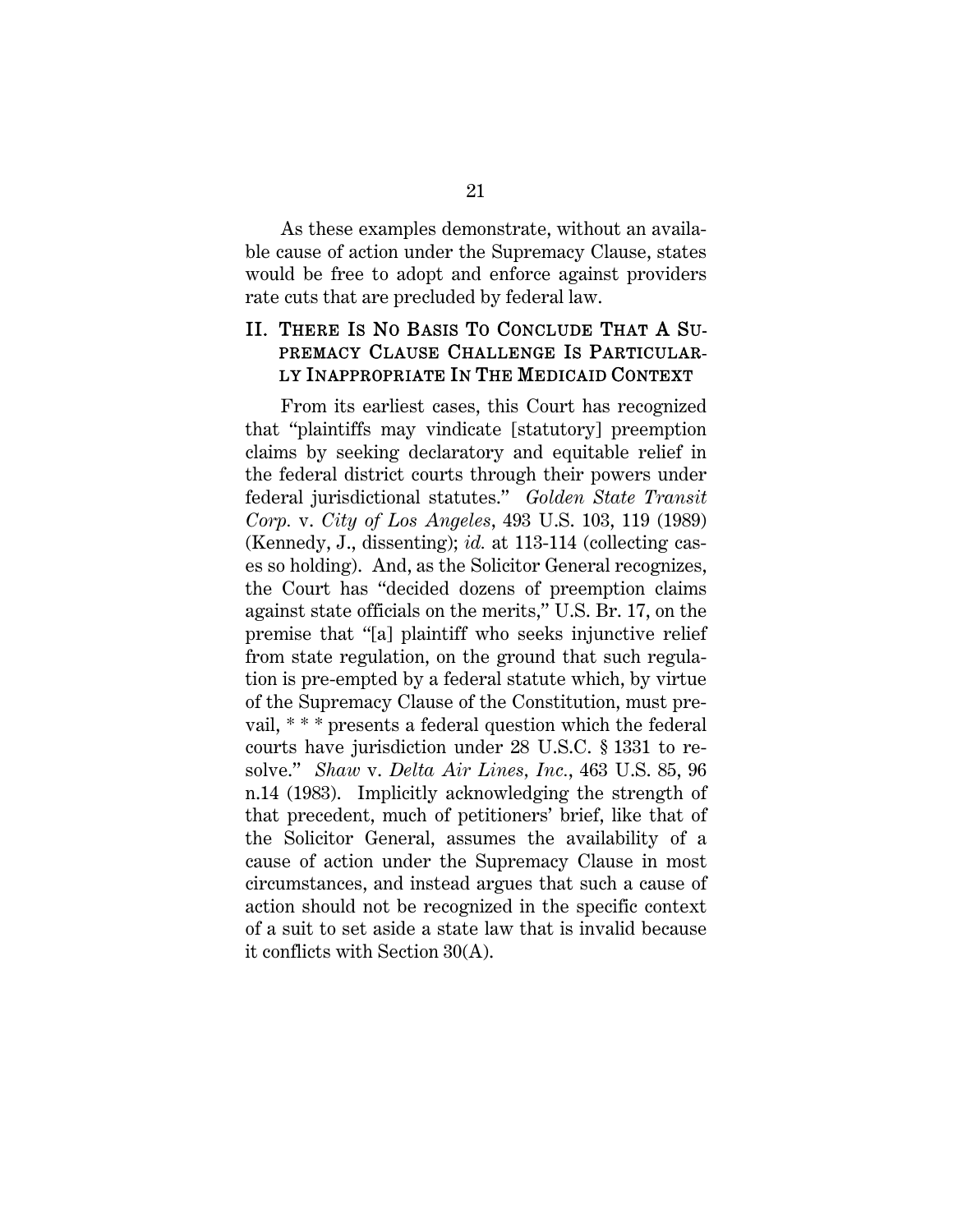As these examples demonstrate, without an available cause of action under the Supremacy Clause, states would be free to adopt and enforce against providers rate cuts that are precluded by federal law.

## II. THERE IS NO BASIS TO CONCLUDE THAT A SUPREMACY CLAUSE CHALLENGE IS PARTICULARLY INAPPROPRIATE IN THE MEDICAID CONTEXT

From its earliest cases, this Court has recognized that "plaintiffs may vindicate [statutory] preemption claims by seeking declaratory and equitable relief in the federal district courts through their powers under federal jurisdictional statutes." *Golden State Transit Corp.* v. *City of Los Angeles*, 493 U.S. 103, 119 (1989) (Kennedy, J., dissenting); *id.* at 113-114 (collecting cases so holding). And, as the Solicitor General recognizes, the Court has "decided dozens of preemption claims against state officials on the merits," U.S. Br. 17, on the premise that "[a] plaintiff who seeks injunctive relief from state regulation, on the ground that such regulation is pre-empted by a federal statute which, by virtue of the Supremacy Clause of the Constitution, must prevail, * * * presents a federal question which the federal courts have jurisdiction under 28 U.S.C. § 1331 to resolve." *Shaw* v. *Delta Air Lines, Inc.*, 463 U.S. 85, 96 n.14 (1983). Implicitly acknowledging the strength of that precedent, much of petitioners' brief, like that of the Solicitor General, assumes the availability of a cause of action under the Supremacy Clause in most circumstances, and instead argues that such a cause of action should not be recognized in the specific context of a suit to set aside a state law that is invalid because it conflicts with Section 30(A).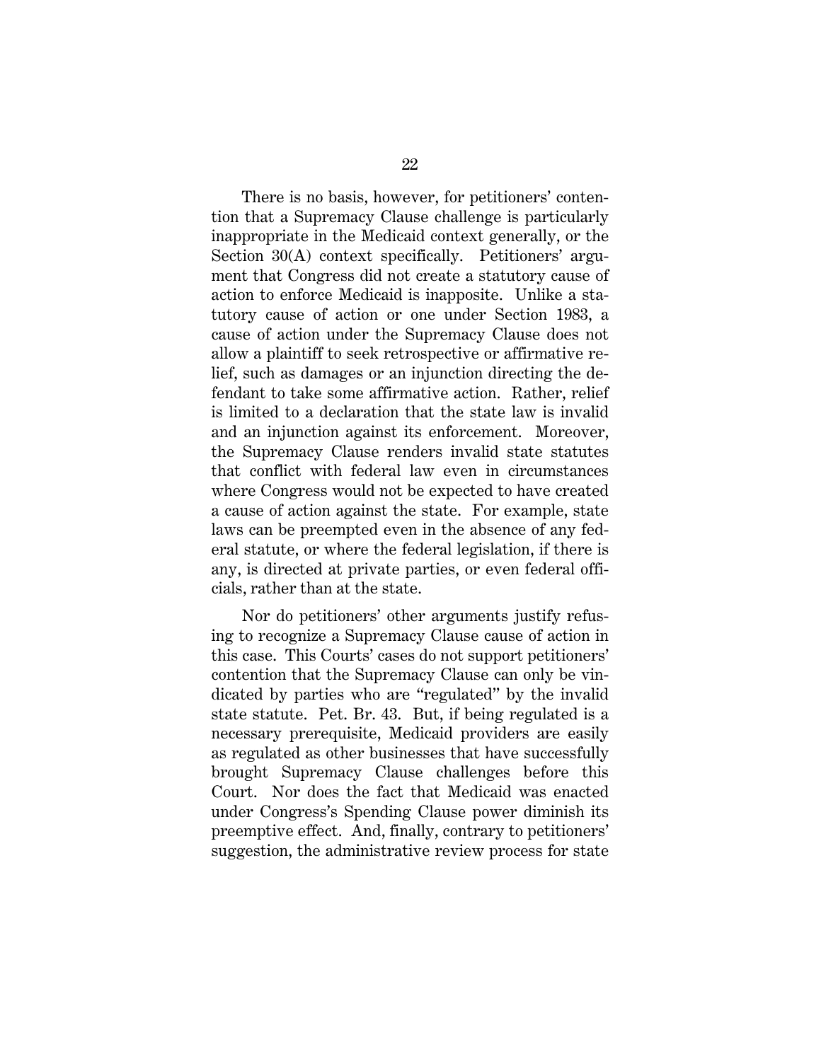There is no basis, however, for petitioners' contention that a Supremacy Clause challenge is particularly inappropriate in the Medicaid context generally, or the Section 30(A) context specifically. Petitioners' argument that Congress did not create a statutory cause of action to enforce Medicaid is inapposite. Unlike a statutory cause of action or one under Section 1983, a cause of action under the Supremacy Clause does not allow a plaintiff to seek retrospective or affirmative relief, such as damages or an injunction directing the defendant to take some affirmative action. Rather, relief is limited to a declaration that the state law is invalid and an injunction against its enforcement. Moreover, the Supremacy Clause renders invalid state statutes that conflict with federal law even in circumstances where Congress would not be expected to have created a cause of action against the state. For example, state laws can be preempted even in the absence of any federal statute, or where the federal legislation, if there is any, is directed at private parties, or even federal officials, rather than at the state.

Nor do petitioners' other arguments justify refusing to recognize a Supremacy Clause cause of action in this case. This Courts' cases do not support petitioners' contention that the Supremacy Clause can only be vindicated by parties who are "regulated" by the invalid state statute. Pet. Br. 43. But, if being regulated is a necessary prerequisite, Medicaid providers are easily as regulated as other businesses that have successfully brought Supremacy Clause challenges before this Court. Nor does the fact that Medicaid was enacted under Congress's Spending Clause power diminish its preemptive effect. And, finally, contrary to petitioners' suggestion, the administrative review process for state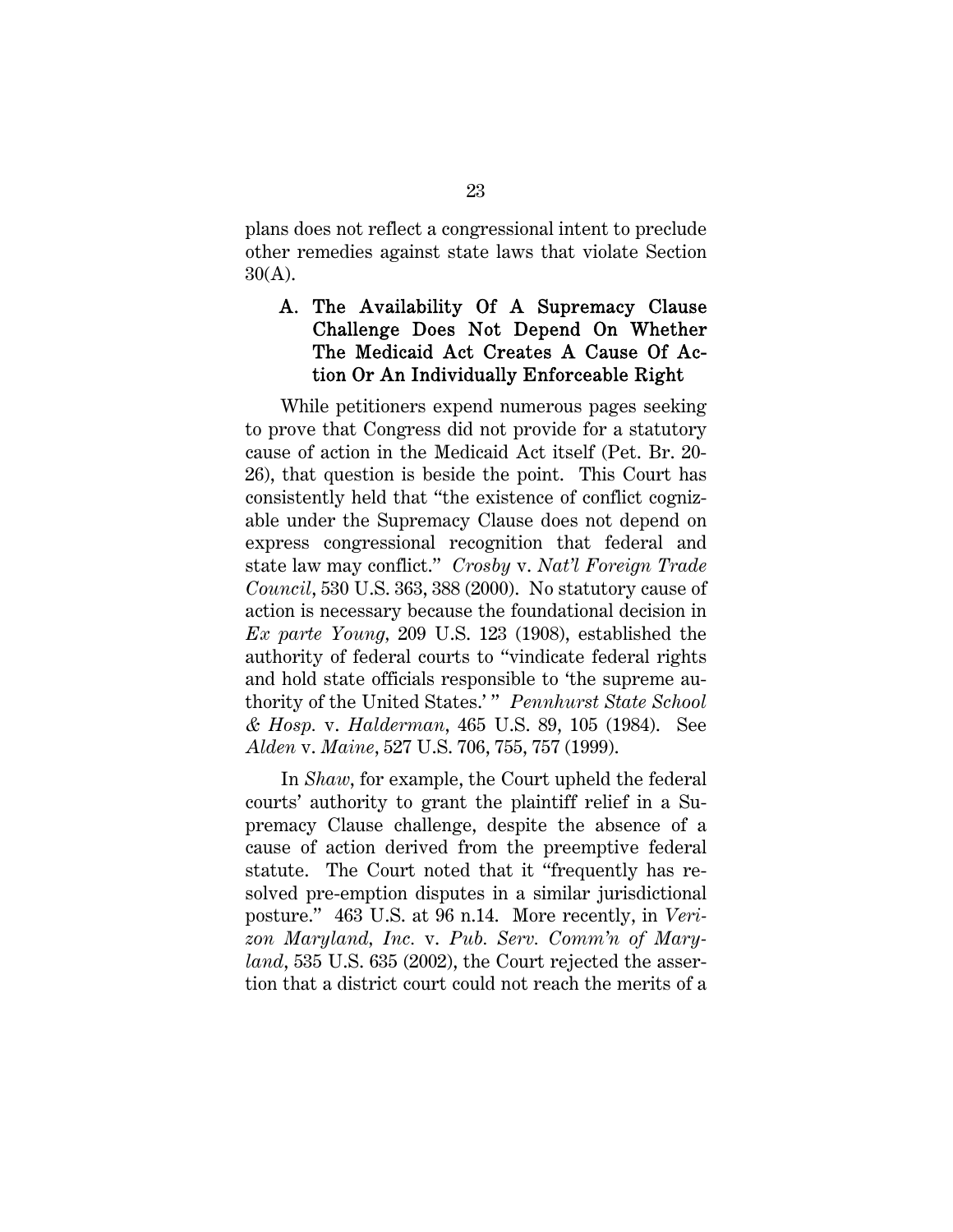plans does not reflect a congressional intent to preclude other remedies against state laws that violate Section 30(A).

### A. The Availability Of A Supremacy Clause Challenge Does Not Depend On Whether The Medicaid Act Creates A Cause Of Action Or An Individually Enforceable Right

While petitioners expend numerous pages seeking to prove that Congress did not provide for a statutory cause of action in the Medicaid Act itself (Pet. Br. 20-26), that question is beside the point. This Court has consistently held that "the existence of conflict cognizable under the Supremacy Clause does not depend on express congressional recognition that federal and state law may conflict." *Crosby* v. *Nat'l Foreign Trade Council*, 530 U.S. 363, 388 (2000). No statutory cause of action is necessary because the foundational decision in *Ex parte Young*, 209 U.S. 123 (1908), established the authority of federal courts to "vindicate federal rights and hold state officials responsible to 'the supreme authority of the United States.'" *Pennhurst State School & Hosp.* v. *Halderman*, 465 U.S. 89, 105 (1984). See *Alden* v. *Maine*, 527 U.S. 706, 755, 757 (1999).

In *Shaw*, for example, the Court upheld the federal courts' authority to grant the plaintiff relief in a Supremacy Clause challenge, despite the absence of a cause of action derived from the preemptive federal statute. The Court noted that it "frequently has resolved pre-emption disputes in a similar jurisdictional posture." 463 U.S. at 96 n.14. More recently, in *Verizon Maryland, Inc.* v. *Pub. Serv. Comm'n of Maryland*, 535 U.S. 635 (2002), the Court rejected the assertion that a district court could not reach the merits of a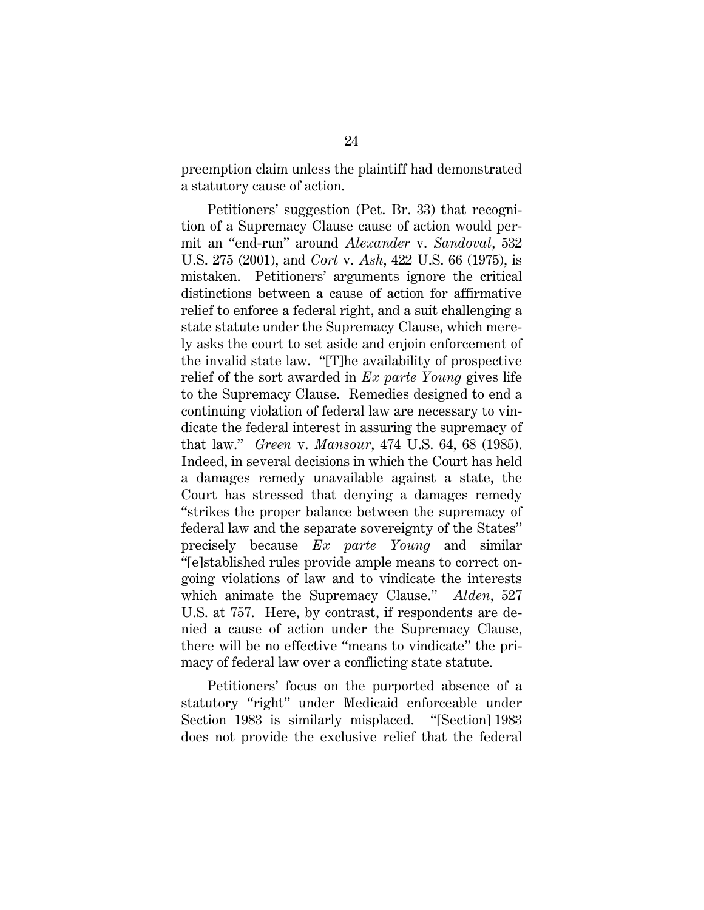preemption claim unless the plaintiff had demonstrated a statutory cause of action.

Petitioners' suggestion (Pet. Br. 33) that recognition of a Supremacy Clause cause of action would permit an "end-run" around *Alexander* v. *Sandoval*, 532 U.S. 275 (2001), and *Cort* v. *Ash*, 422 U.S. 66 (1975), is mistaken. Petitioners' arguments ignore the critical distinctions between a cause of action for affirmative relief to enforce a federal right, and a suit challenging a state statute under the Supremacy Clause, which merely asks the court to set aside and enjoin enforcement of the invalid state law. "[T]he availability of prospective relief of the sort awarded in *Ex parte Young* gives life to the Supremacy Clause. Remedies designed to end a continuing violation of federal law are necessary to vindicate the federal interest in assuring the supremacy of that law." *Green* v. *Mansour*, 474 U.S. 64, 68 (1985). Indeed, in several decisions in which the Court has held a damages remedy unavailable against a state, the Court has stressed that denying a damages remedy "strikes the proper balance between the supremacy of federal law and the separate sovereignty of the States" precisely because *Ex parte Young* and similar "[e]stablished rules provide ample means to correct ongoing violations of law and to vindicate the interests which animate the Supremacy Clause." *Alden*, 527 U.S. at 757. Here, by contrast, if respondents are denied a cause of action under the Supremacy Clause, there will be no effective "means to vindicate" the primacy of federal law over a conflicting state statute.

Petitioners' focus on the purported absence of a statutory "right" under Medicaid enforceable under Section 1983 is similarly misplaced. "[Section] 1983 does not provide the exclusive relief that the federal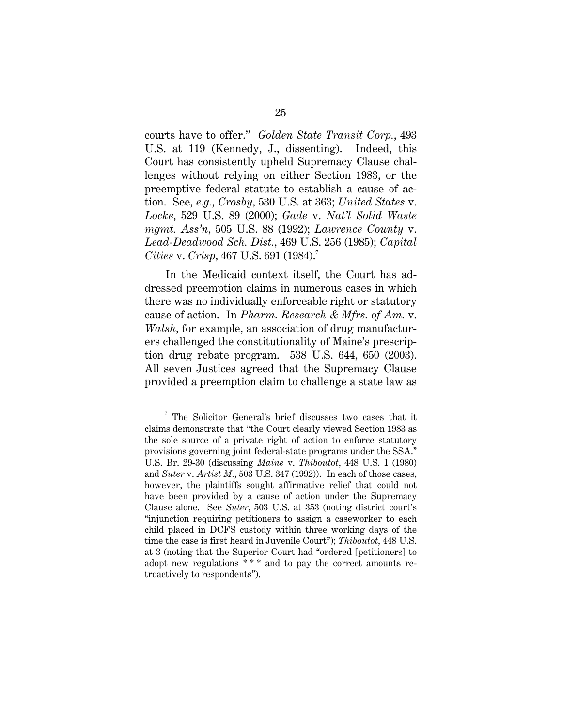courts have to offer." *Golden State Transit Corp.*, 493 U.S. at 119 (Kennedy, J., dissenting). Indeed, this Court has consistently upheld Supremacy Clause challenges without relying on either Section 1983, or the preemptive federal statute to establish a cause of action. See, *e.g.*, *Crosby*, 530 U.S. at 363; *United States* v. *Locke*, 529 U.S. 89 (2000); *Gade* v. *Nat'l Solid Waste mgmt. Ass'n*, 505 U.S. 88 (1992); *Lawrence County* v. *Lead-Deadwood Sch. Dist.*, 469 U.S. 256 (1985); *Capital Cities* v. *Crisp*, 467 U.S. 691 (1984).[7]

In the Medicaid context itself, the Court has addressed preemption claims in numerous cases in which there was no individually enforceable right or statutory cause of action. In *Pharm. Research & Mfrs. of Am.* v. *Walsh*, for example, an association of drug manufacturers challenged the constitutionality of Maine's prescription drug rebate program. 538 U.S. 644, 650 (2003). All seven Justices agreed that the Supremacy Clause provided a preemption claim to challenge a state law as

---

[7] The Solicitor General's brief discusses two cases that it claims demonstrate that "the Court clearly viewed Section 1983 as the sole source of a private right of action to enforce statutory provisions governing joint federal-state programs under the SSA." U.S. Br. 29-30 (discussing *Maine* v. *Thiboutot*, 448 U.S. 1 (1980) and *Suter* v. *Artist M.*, 503 U.S. 347 (1992)). In each of those cases, however, the plaintiffs sought affirmative relief that could not have been provided by a cause of action under the Supremacy Clause alone. See *Suter*, 503 U.S. at 353 (noting district court's "injunction requiring petitioners to assign a caseworker to each child placed in DCFS custody within three working days of the time the case is first heard in Juvenile Court"); *Thiboutot*, 448 U.S. at 3 (noting that the Superior Court had "ordered [petitioners] to adopt new regulations * * * and to pay the correct amounts retroactively to respondents").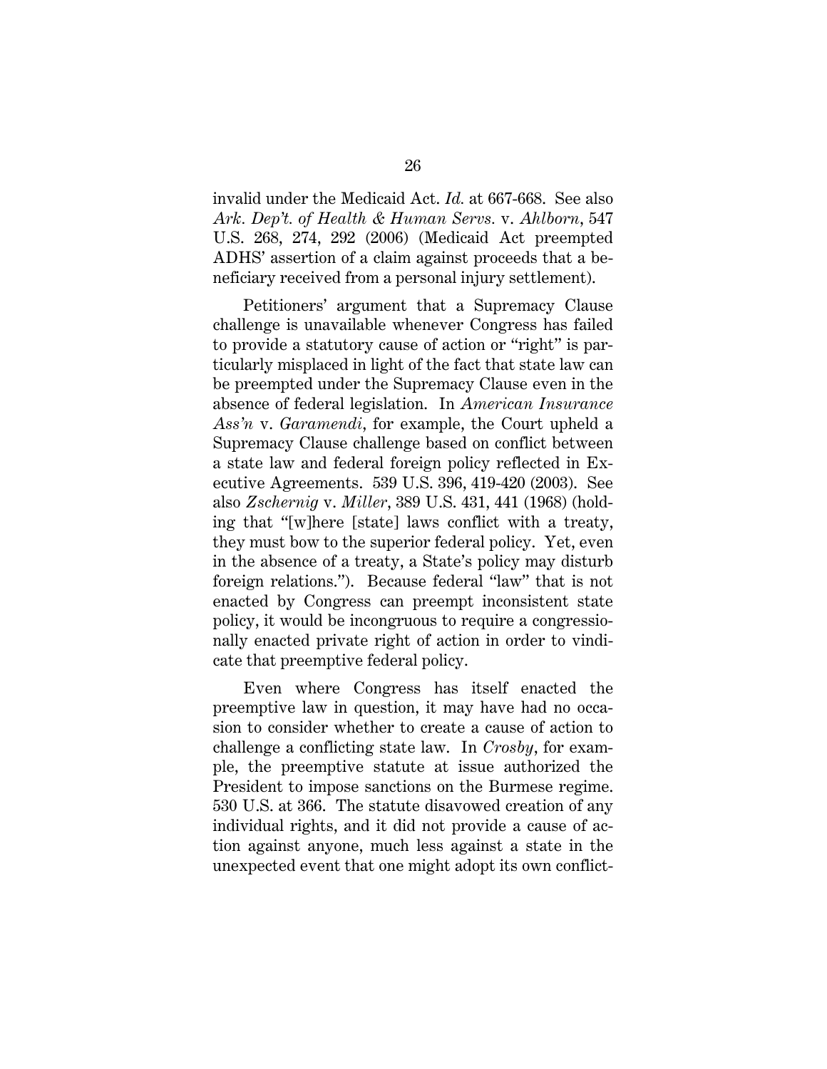invalid under the Medicaid Act. *Id.* at 667-668. See also *Ark. Dep't. of Health & Human Servs.* v. *Ahlborn*, 547 U.S. 268, 274, 292 (2006) (Medicaid Act preempted ADHS' assertion of a claim against proceeds that a beneficiary received from a personal injury settlement).

Petitioners' argument that a Supremacy Clause challenge is unavailable whenever Congress has failed to provide a statutory cause of action or "right" is particularly misplaced in light of the fact that state law can be preempted under the Supremacy Clause even in the absence of federal legislation. In *American Insurance Ass'n* v. *Garamendi*, for example, the Court upheld a Supremacy Clause challenge based on conflict between a state law and federal foreign policy reflected in Executive Agreements. 539 U.S. 396, 419-420 (2003). See also *Zschernig* v. *Miller*, 389 U.S. 431, 441 (1968) (holding that "[w]here [state] laws conflict with a treaty, they must bow to the superior federal policy. Yet, even in the absence of a treaty, a State's policy may disturb foreign relations."). Because federal "law" that is not enacted by Congress can preempt inconsistent state policy, it would be incongruous to require a congressionally enacted private right of action in order to vindicate that preemptive federal policy.

Even where Congress has itself enacted the preemptive law in question, it may have had no occasion to consider whether to create a cause of action to challenge a conflicting state law. In *Crosby*, for example, the preemptive statute at issue authorized the President to impose sanctions on the Burmese regime. 530 U.S. at 366. The statute disavowed creation of any individual rights, and it did not provide a cause of action against anyone, much less against a state in the unexpected event that one might adopt its own conflict-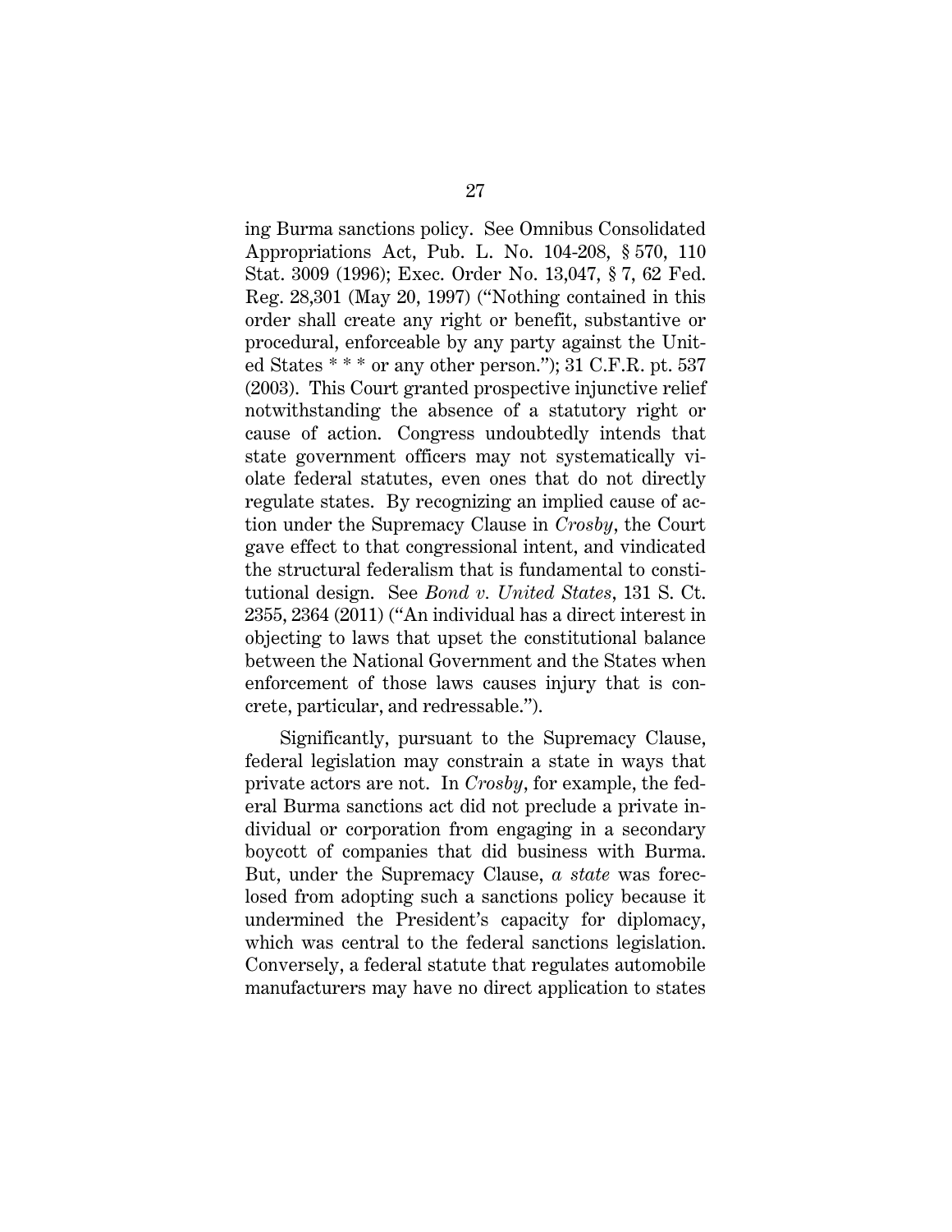ing Burma sanctions policy. See Omnibus Consolidated Appropriations Act, Pub. L. No. 104-208, § 570, 110 Stat. 3009 (1996); Exec. Order No. 13,047, § 7, 62 Fed. Reg. 28,301 (May 20, 1997) ("Nothing contained in this order shall create any right or benefit, substantive or procedural, enforceable by any party against the United States * * * or any other person."); 31 C.F.R. pt. 537 (2003). This Court granted prospective injunctive relief notwithstanding the absence of a statutory right or cause of action. Congress undoubtedly intends that state government officers may not systematically violate federal statutes, even ones that do not directly regulate states. By recognizing an implied cause of action under the Supremacy Clause in *Crosby*, the Court gave effect to that congressional intent, and vindicated the structural federalism that is fundamental to constitutional design. See *Bond v. United States*, 131 S. Ct. 2355, 2364 (2011) ("An individual has a direct interest in objecting to laws that upset the constitutional balance between the National Government and the States when enforcement of those laws causes injury that is concrete, particular, and redressable.").

Significantly, pursuant to the Supremacy Clause, federal legislation may constrain a state in ways that private actors are not. In *Crosby*, for example, the federal Burma sanctions act did not preclude a private individual or corporation from engaging in a secondary boycott of companies that did business with Burma. But, under the Supremacy Clause, *a state* was foreclosed from adopting such a sanctions policy because it undermined the President's capacity for diplomacy, which was central to the federal sanctions legislation. Conversely, a federal statute that regulates automobile manufacturers may have no direct application to states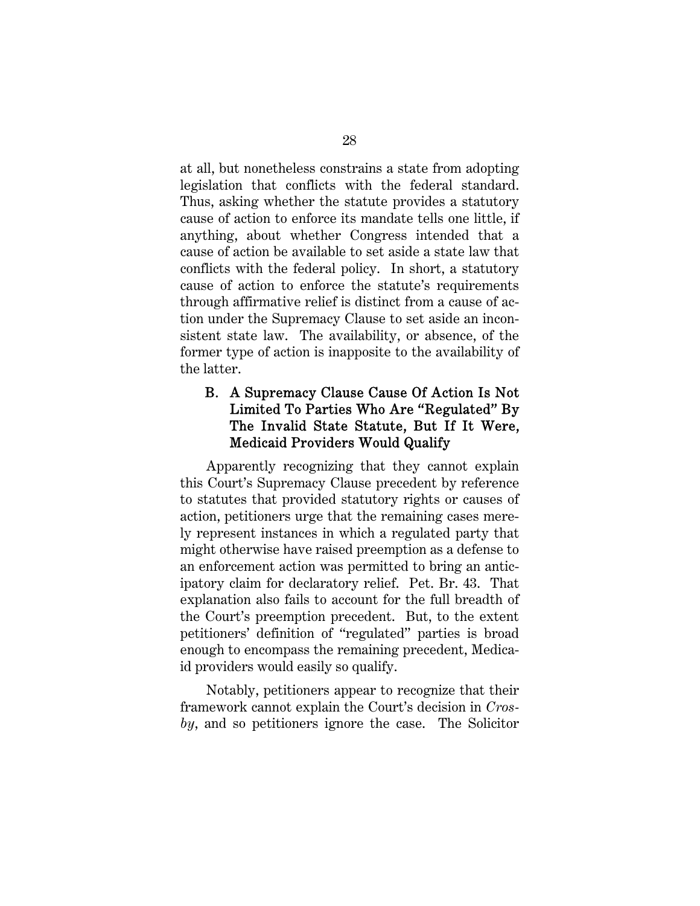at all, but nonetheless constrains a state from adopting legislation that conflicts with the federal standard. Thus, asking whether the statute provides a statutory cause of action to enforce its mandate tells one little, if anything, about whether Congress intended that a cause of action be available to set aside a state law that conflicts with the federal policy. In short, a statutory cause of action to enforce the statute's requirements through affirmative relief is distinct from a cause of action under the Supremacy Clause to set aside an inconsistent state law. The availability, or absence, of the former type of action is inapposite to the availability of the latter.

### B. A Supremacy Clause Cause Of Action Is Not Limited To Parties Who Are "Regulated" By The Invalid State Statute, But If It Were, Medicaid Providers Would Qualify

Apparently recognizing that they cannot explain this Court's Supremacy Clause precedent by reference to statutes that provided statutory rights or causes of action, petitioners urge that the remaining cases merely represent instances in which a regulated party that might otherwise have raised preemption as a defense to an enforcement action was permitted to bring an anticipatory claim for declaratory relief. Pet. Br. 43. That explanation also fails to account for the full breadth of the Court's preemption precedent. But, to the extent petitioners' definition of "regulated" parties is broad enough to encompass the remaining precedent, Medicaid providers would easily so qualify.

Notably, petitioners appear to recognize that their framework cannot explain the Court's decision in *Crosby*, and so petitioners ignore the case. The Solicitor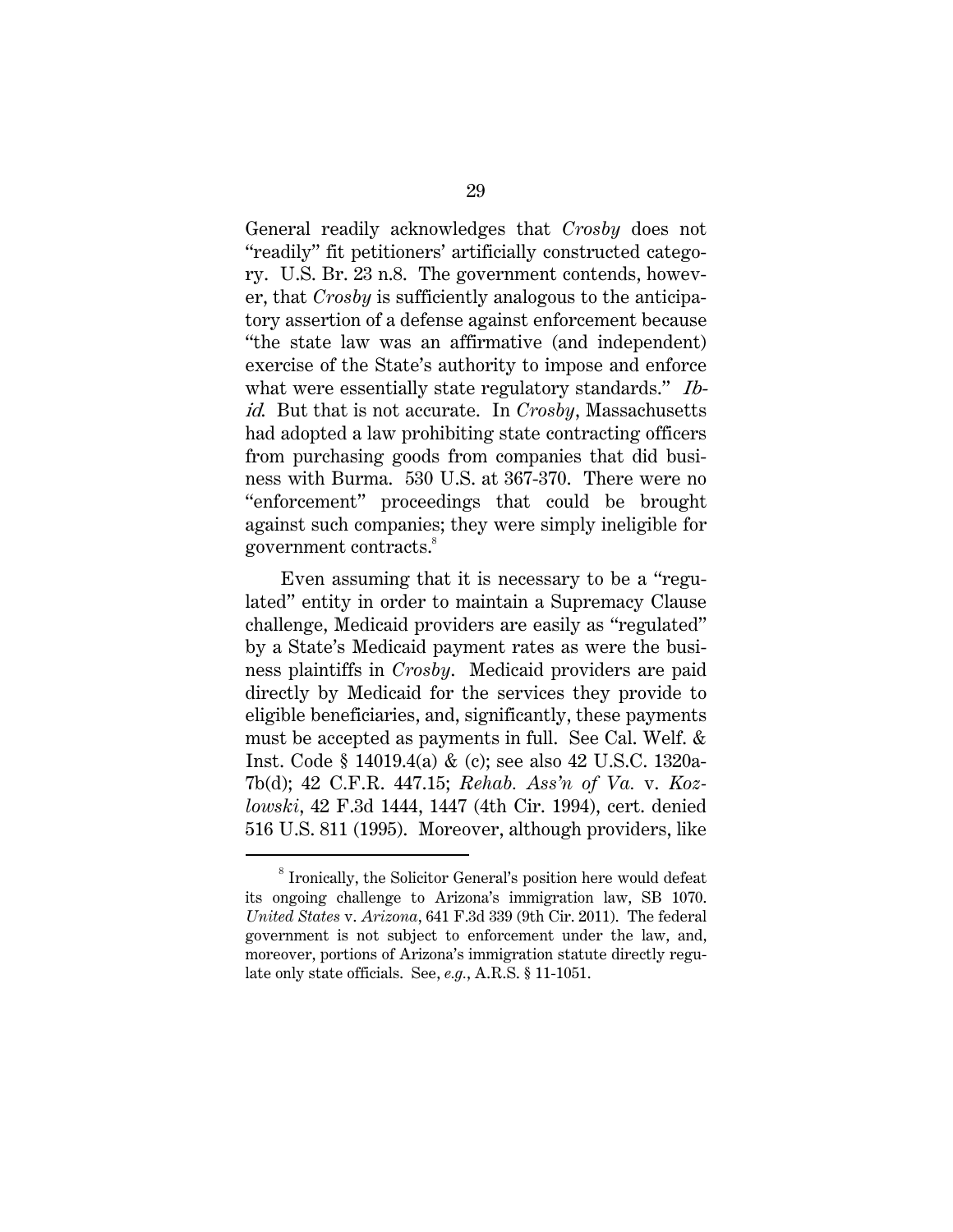General readily acknowledges that *Crosby* does not "readily" fit petitioners' artificially constructed category. U.S. Br. 23 n.8. The government contends, however, that *Crosby* is sufficiently analogous to the anticipatory assertion of a defense against enforcement because "the state law was an affirmative (and independent) exercise of the State's authority to impose and enforce what were essentially state regulatory standards." *Ibid.* But that is not accurate. In *Crosby*, Massachusetts had adopted a law prohibiting state contracting officers from purchasing goods from companies that did business with Burma. 530 U.S. at 367-370. There were no "enforcement" proceedings that could be brought against such companies; they were simply ineligible for government contracts.[8]

Even assuming that it is necessary to be a "regulated" entity in order to maintain a Supremacy Clause challenge, Medicaid providers are easily as "regulated" by a State's Medicaid payment rates as were the business plaintiffs in *Crosby*. Medicaid providers are paid directly by Medicaid for the services they provide to eligible beneficiaries, and, significantly, these payments must be accepted as payments in full. See Cal. Welf. & Inst. Code § 14019.4(a) & (c); see also 42 U.S.C. 1320a-7b(d); 42 C.F.R. 447.15; *Rehab. Ass'n of Va.* v. *Kozlowski*, 42 F.3d 1444, 1447 (4th Cir. 1994), cert. denied 516 U.S. 811 (1995). Moreover, although providers, like

---

[8] Ironically, the Solicitor General's position here would defeat its ongoing challenge to Arizona's immigration law, SB 1070. *United States* v. *Arizona*, 641 F.3d 339 (9th Cir. 2011). The federal government is not subject to enforcement under the law, and, moreover, portions of Arizona's immigration statute directly regulate only state officials. See, *e.g.*, A.R.S. § 11-1051.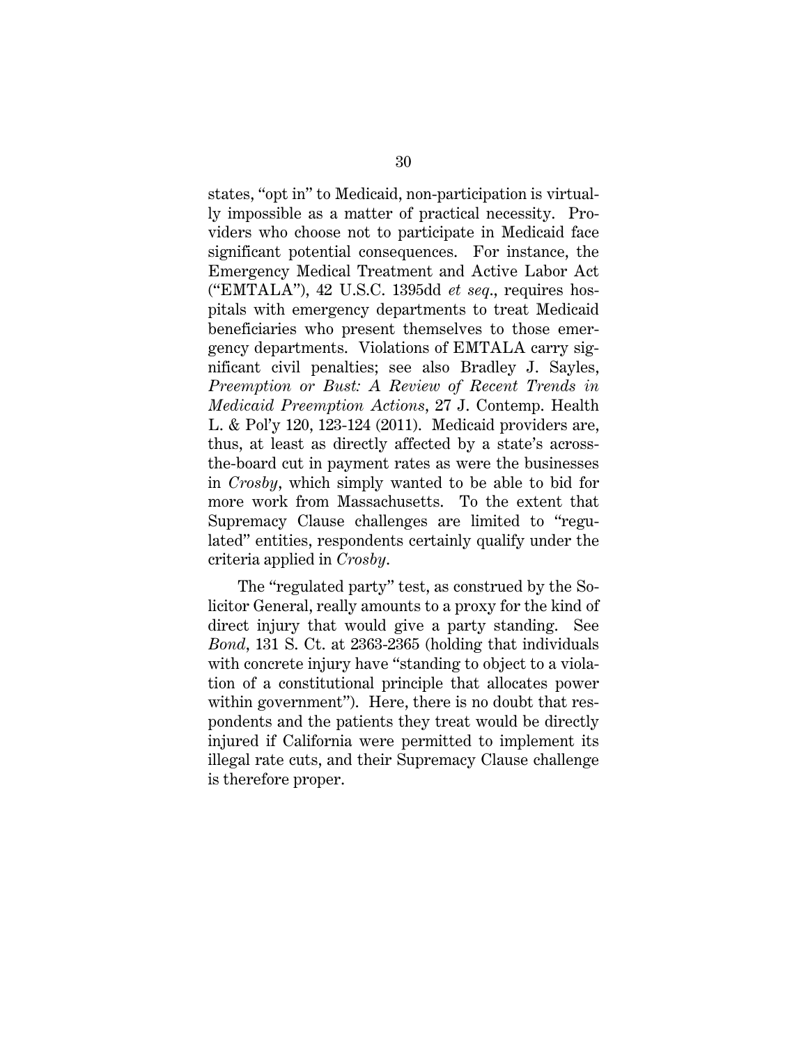states, "opt in" to Medicaid, non-participation is virtually impossible as a matter of practical necessity. Providers who choose not to participate in Medicaid face significant potential consequences. For instance, the Emergency Medical Treatment and Active Labor Act ("EMTALA"), 42 U.S.C. 1395dd *et seq.*, requires hospitals with emergency departments to treat Medicaid beneficiaries who present themselves to those emergency departments. Violations of EMTALA carry significant civil penalties; see also Bradley J. Sayles, *Preemption or Bust: A Review of Recent Trends in Medicaid Preemption Actions*, 27 J. Contemp. Health L. & Pol'y 120, 123-124 (2011). Medicaid providers are, thus, at least as directly affected by a state's across-the-board cut in payment rates as were the businesses in *Crosby*, which simply wanted to be able to bid for more work from Massachusetts. To the extent that Supremacy Clause challenges are limited to "regulated" entities, respondents certainly qualify under the criteria applied in *Crosby*.

The "regulated party" test, as construed by the Solicitor General, really amounts to a proxy for the kind of direct injury that would give a party standing. See *Bond*, 131 S. Ct. at 2363-2365 (holding that individuals with concrete injury have "standing to object to a violation of a constitutional principle that allocates power within government"). Here, there is no doubt that respondents and the patients they treat would be directly injured if California were permitted to implement its illegal rate cuts, and their Supremacy Clause challenge is therefore proper.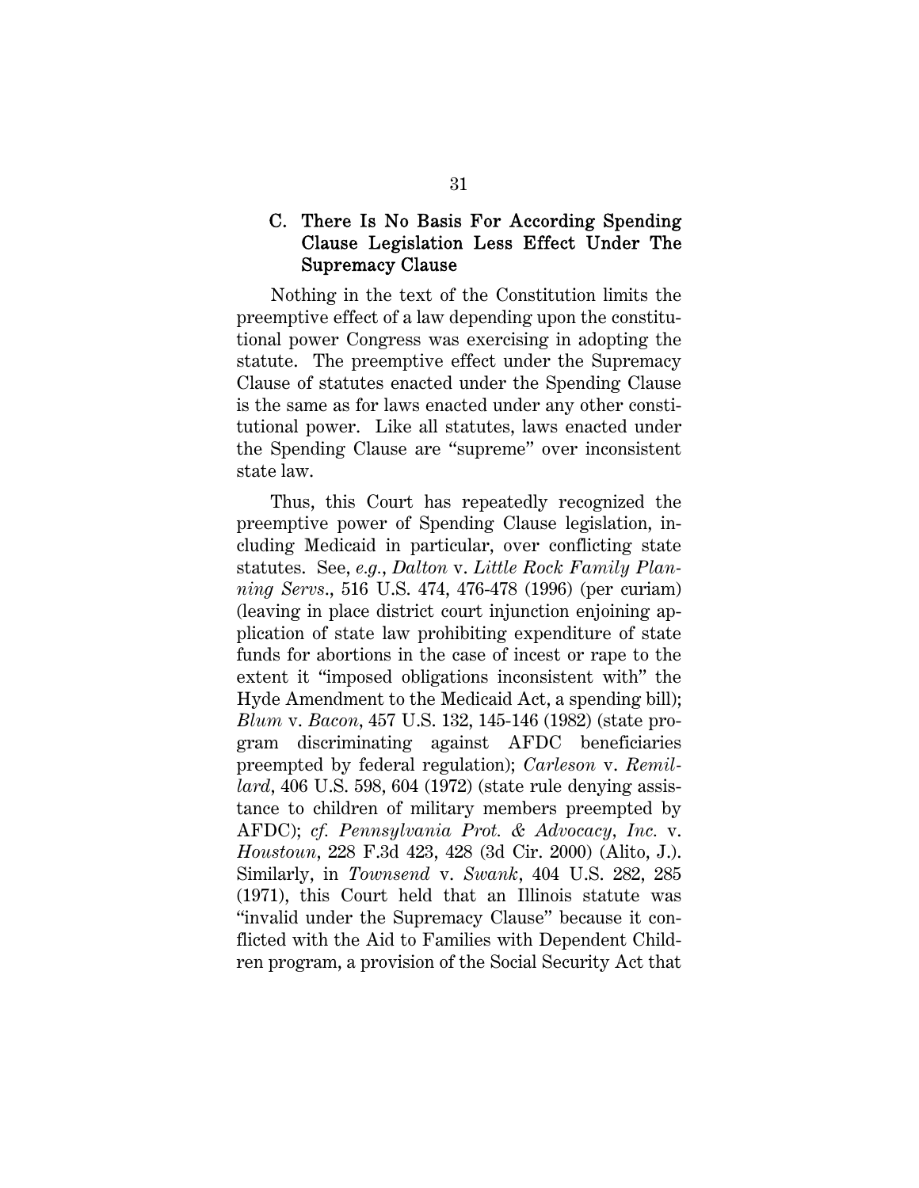### C. There Is No Basis For According Spending Clause Legislation Less Effect Under The Supremacy Clause

Nothing in the text of the Constitution limits the preemptive effect of a law depending upon the constitutional power Congress was exercising in adopting the statute. The preemptive effect under the Supremacy Clause of statutes enacted under the Spending Clause is the same as for laws enacted under any other constitutional power. Like all statutes, laws enacted under the Spending Clause are "supreme" over inconsistent state law.

Thus, this Court has repeatedly recognized the preemptive power of Spending Clause legislation, including Medicaid in particular, over conflicting state statutes. See, *e.g.*, *Dalton* v. *Little Rock Family Planning Servs.*, 516 U.S. 474, 476-478 (1996) (per curiam) (leaving in place district court injunction enjoining application of state law prohibiting expenditure of state funds for abortions in the case of incest or rape to the extent it "imposed obligations inconsistent with" the Hyde Amendment to the Medicaid Act, a spending bill); *Blum* v. *Bacon*, 457 U.S. 132, 145-146 (1982) (state program discriminating against AFDC beneficiaries preempted by federal regulation); *Carleson* v. *Remillard*, 406 U.S. 598, 604 (1972) (state rule denying assistance to children of military members preempted by AFDC); *cf. Pennsylvania Prot. & Advocacy, Inc.* v. *Houstoun*, 228 F.3d 423, 428 (3d Cir. 2000) (Alito, J.). Similarly, in *Townsend* v. *Swank*, 404 U.S. 282, 285 (1971), this Court held that an Illinois statute was "invalid under the Supremacy Clause" because it conflicted with the Aid to Families with Dependent Children program, a provision of the Social Security Act that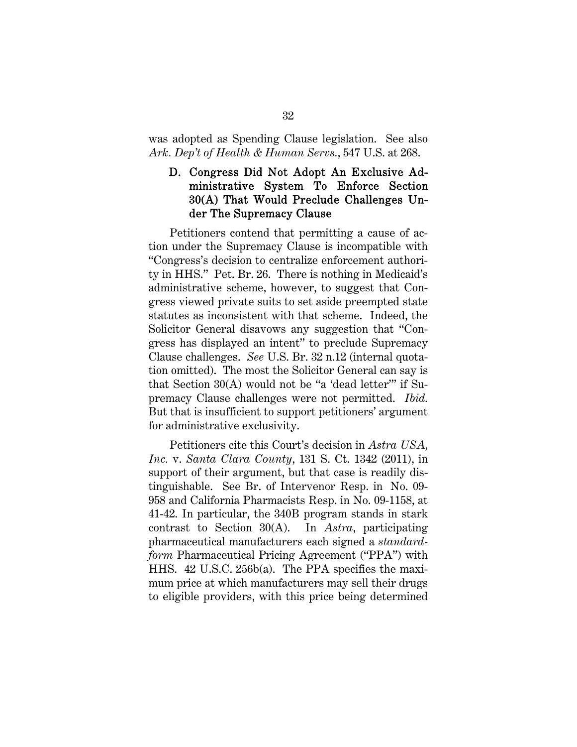was adopted as Spending Clause legislation. See also *Ark. Dep't of Health & Human Servs.*, 547 U.S. at 268.

### D. Congress Did Not Adopt An Exclusive Administrative System To Enforce Section 30(A) That Would Preclude Challenges Under The Supremacy Clause

Petitioners contend that permitting a cause of action under the Supremacy Clause is incompatible with "Congress's decision to centralize enforcement authority in HHS." Pet. Br. 26. There is nothing in Medicaid's administrative scheme, however, to suggest that Congress viewed private suits to set aside preempted state statutes as inconsistent with that scheme. Indeed, the Solicitor General disavows any suggestion that "Congress has displayed an intent" to preclude Supremacy Clause challenges. *See* U.S. Br. 32 n.12 (internal quotation omitted). The most the Solicitor General can say is that Section 30(A) would not be "a 'dead letter'" if Supremacy Clause challenges were not permitted. *Ibid.* But that is insufficient to support petitioners' argument for administrative exclusivity.

Petitioners cite this Court's decision in *Astra USA, Inc.* v. *Santa Clara County*, 131 S. Ct. 1342 (2011), in support of their argument, but that case is readily distinguishable. See Br. of Intervenor Resp. in No. 09-958 and California Pharmacists Resp. in No. 09-1158, at 41-42. In particular, the 340B program stands in stark contrast to Section 30(A). In *Astra*, participating pharmaceutical manufacturers each signed a *standard-form* Pharmaceutical Pricing Agreement ("PPA") with HHS. 42 U.S.C. 256b(a). The PPA specifies the maximum price at which manufacturers may sell their drugs to eligible providers, with this price being determined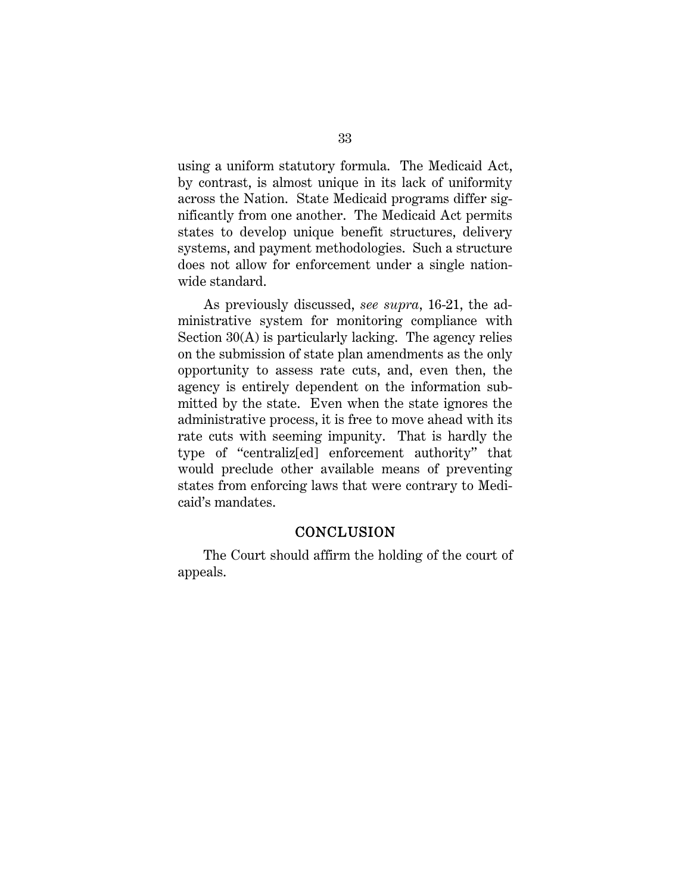using a uniform statutory formula. The Medicaid Act, by contrast, is almost unique in its lack of uniformity across the Nation. State Medicaid programs differ significantly from one another. The Medicaid Act permits states to develop unique benefit structures, delivery systems, and payment methodologies. Such a structure does not allow for enforcement under a single nationwide standard.

As previously discussed, *see supra*, 16-21, the administrative system for monitoring compliance with Section 30(A) is particularly lacking. The agency relies on the submission of state plan amendments as the only opportunity to assess rate cuts, and, even then, the agency is entirely dependent on the information submitted by the state. Even when the state ignores the administrative process, it is free to move ahead with its rate cuts with seeming impunity. That is hardly the type of "centraliz[ed] enforcement authority" that would preclude other available means of preventing states from enforcing laws that were contrary to Medicaid's mandates.

## CONCLUSION

The Court should affirm the holding of the court of appeals.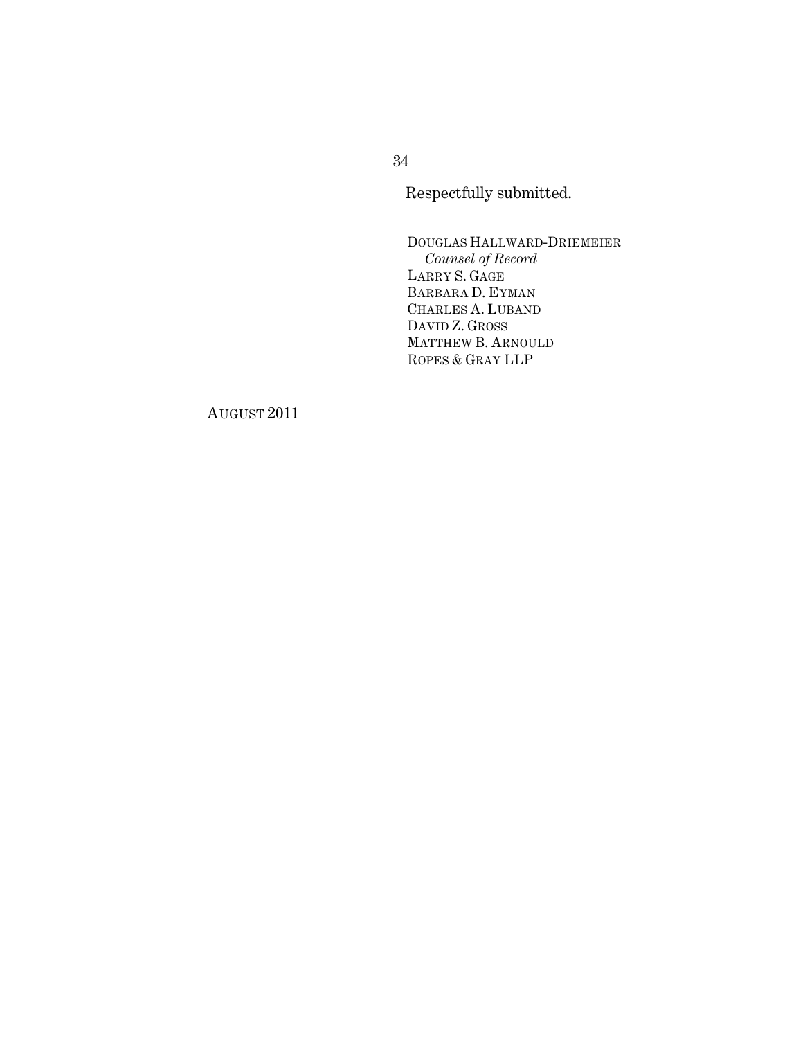Respectfully submitted.

DOUGLAS HALLWARD-DRIEMEIER
*Counsel of Record*
LARRY S. GAGE
BARBARA D. EYMAN
CHARLES A. LUBAND
DAVID Z. GROSS
MATTHEW B. ARNOULD
ROPES & GRAY LLP

AUGUST 2011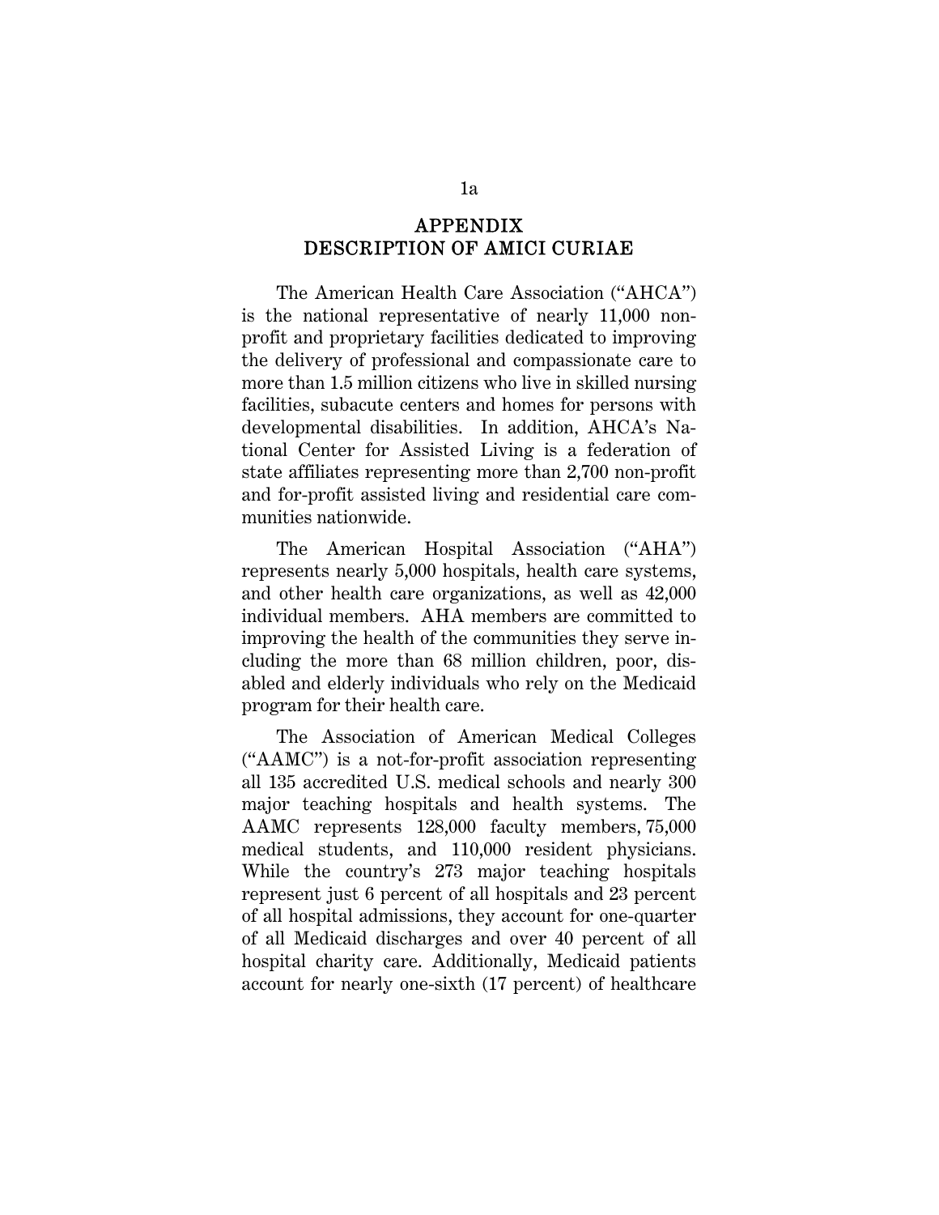# APPENDIX
## DESCRIPTION OF AMICI CURIAE

The American Health Care Association ("AHCA") is the national representative of nearly 11,000 non-profit and proprietary facilities dedicated to improving the delivery of professional and compassionate care to more than 1.5 million citizens who live in skilled nursing facilities, subacute centers and homes for persons with developmental disabilities. In addition, AHCA's National Center for Assisted Living is a federation of state affiliates representing more than 2,700 non-profit and for-profit assisted living and residential care communities nationwide.

The American Hospital Association ("AHA") represents nearly 5,000 hospitals, health care systems, and other health care organizations, as well as 42,000 individual members. AHA members are committed to improving the health of the communities they serve including the more than 68 million children, poor, disabled and elderly individuals who rely on the Medicaid program for their health care.

The Association of American Medical Colleges ("AAMC") is a not-for-profit association representing all 135 accredited U.S. medical schools and nearly 300 major teaching hospitals and health systems. The AAMC represents 128,000 faculty members, 75,000 medical students, and 110,000 resident physicians. While the country's 273 major teaching hospitals represent just 6 percent of all hospitals and 23 percent of all hospital admissions, they account for one-quarter of all Medicaid discharges and over 40 percent of all hospital charity care. Additionally, Medicaid patients account for nearly one-sixth (17 percent) of healthcare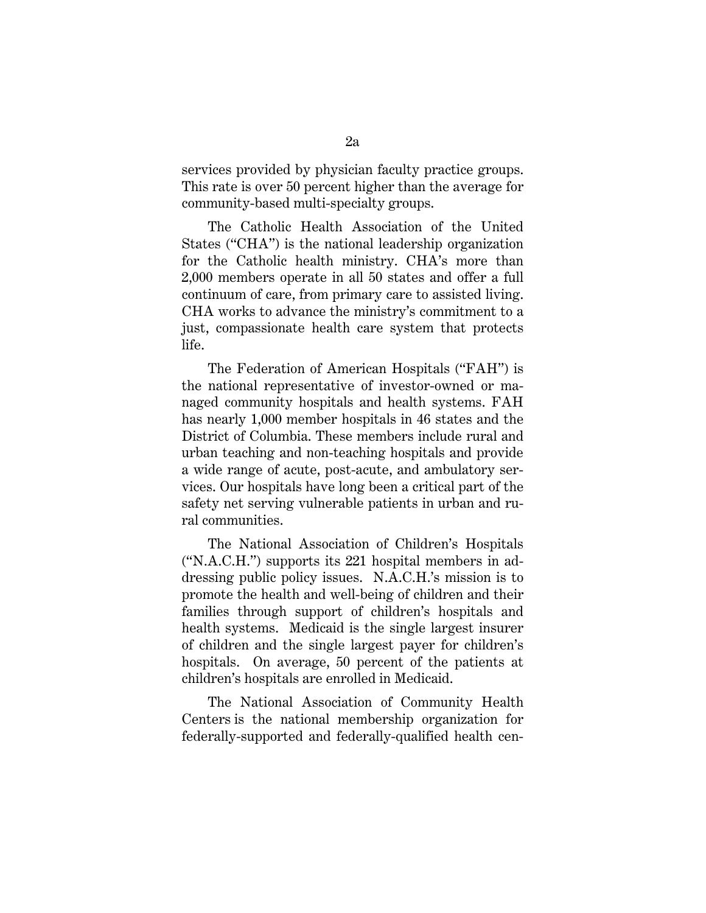services provided by physician faculty practice groups. This rate is over 50 percent higher than the average for community-based multi-specialty groups.

The Catholic Health Association of the United States ("CHA") is the national leadership organization for the Catholic health ministry. CHA's more than 2,000 members operate in all 50 states and offer a full continuum of care, from primary care to assisted living. CHA works to advance the ministry's commitment to a just, compassionate health care system that protects life.

The Federation of American Hospitals ("FAH") is the national representative of investor-owned or managed community hospitals and health systems. FAH has nearly 1,000 member hospitals in 46 states and the District of Columbia. These members include rural and urban teaching and non-teaching hospitals and provide a wide range of acute, post-acute, and ambulatory services. Our hospitals have long been a critical part of the safety net serving vulnerable patients in urban and rural communities.

The National Association of Children's Hospitals ("N.A.C.H.") supports its 221 hospital members in addressing public policy issues. N.A.C.H.'s mission is to promote the health and well-being of children and their families through support of children's hospitals and health systems. Medicaid is the single largest insurer of children and the single largest payer for children's hospitals. On average, 50 percent of the patients at children's hospitals are enrolled in Medicaid.

The National Association of Community Health Centers is the national membership organization for federally-supported and federally-qualified health cen-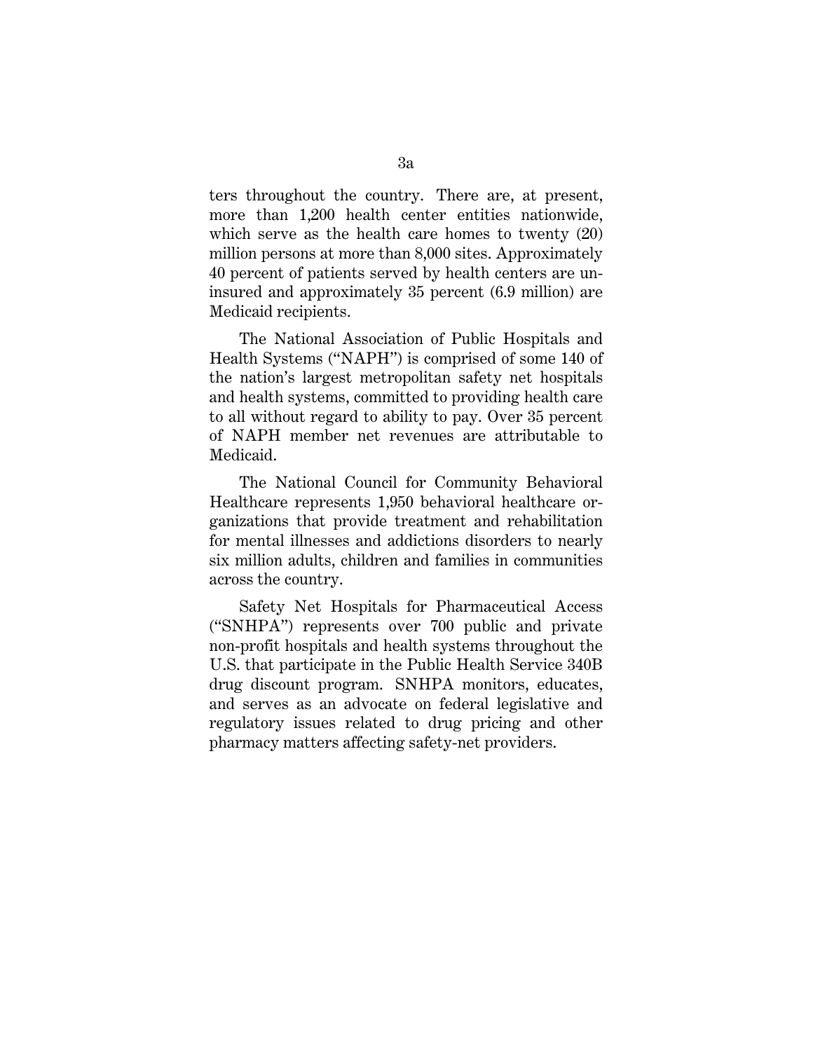ters throughout the country. There are, at present, more than 1,200 health center entities nationwide, which serve as the health care homes to twenty (20) million persons at more than 8,000 sites. Approximately 40 percent of patients served by health centers are uninsured and approximately 35 percent (6.9 million) are Medicaid recipients.

The National Association of Public Hospitals and Health Systems ("NAPH") is comprised of some 140 of the nation's largest metropolitan safety net hospitals and health systems, committed to providing health care to all without regard to ability to pay. Over 35 percent of NAPH member net revenues are attributable to Medicaid.

The National Council for Community Behavioral Healthcare represents 1,950 behavioral healthcare organizations that provide treatment and rehabilitation for mental illnesses and addictions disorders to nearly six million adults, children and families in communities across the country.

Safety Net Hospitals for Pharmaceutical Access ("SNHPA") represents over 700 public and private non-profit hospitals and health systems throughout the U.S. that participate in the Public Health Service 340B drug discount program. SNHPA monitors, educates, and serves as an advocate on federal legislative and regulatory issues related to drug pricing and other pharmacy matters affecting safety-net providers.